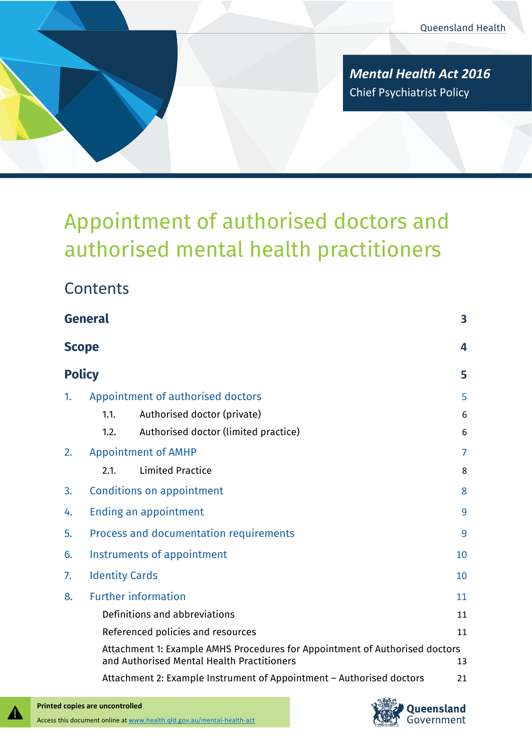Queensland Health

***Mental Health Act 2016***
Chief Psychiatrist Policy

# Appointment of authorised doctors and authorised mental health practitioners

## Contents

| | | |
|---|---|---|
| **General** | | **3** |
| **Scope** | | **4** |
| **Policy** | | **5** |
| 1. | Appointment of authorised doctors | 5 |
| | 1.1. Authorised doctor (private) | 6 |
| | 1.2. Authorised doctor (limited practice) | 6 |
| 2. | Appointment of AMHP | 7 |
| | 2.1. Limited Practice | 8 |
| 3. | Conditions on appointment | 8 |
| 4. | Ending an appointment | 9 |
| 5. | Process and documentation requirements | 9 |
| 6. | Instruments of appointment | 10 |
| 7. | Identity Cards | 10 |
| 8. | Further information | 11 |
| | Definitions and abbreviations | 11 |
| | Referenced policies and resources | 11 |
| | Attachment 1: Example AMHS Procedures for Appointment of Authorised doctors and Authorised Mental Health Practitioners | 13 |
| | Attachment 2: Example Instrument of Appointment – Authorised doctors | 21 |

**Printed copies are uncontrolled**

Access this document online at www.health.qld.gov.au/mental-health-act

Queensland Government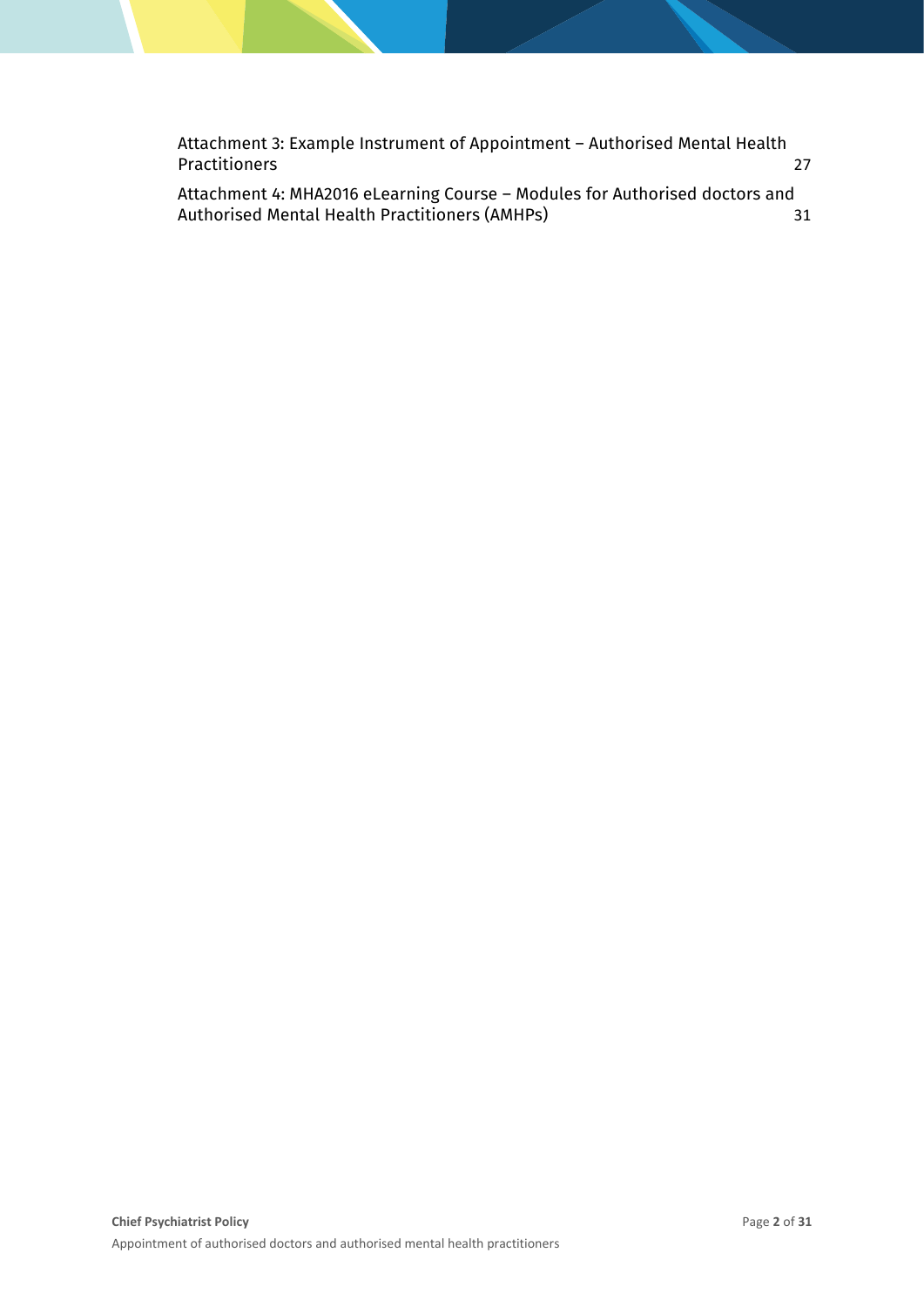Attachment 3: Example Instrument of Appointment – Authorised Mental Health Practitioners 27

Attachment 4: MHA2016 eLearning Course – Modules for Authorised doctors and Authorised Mental Health Practitioners (AMHPs) 31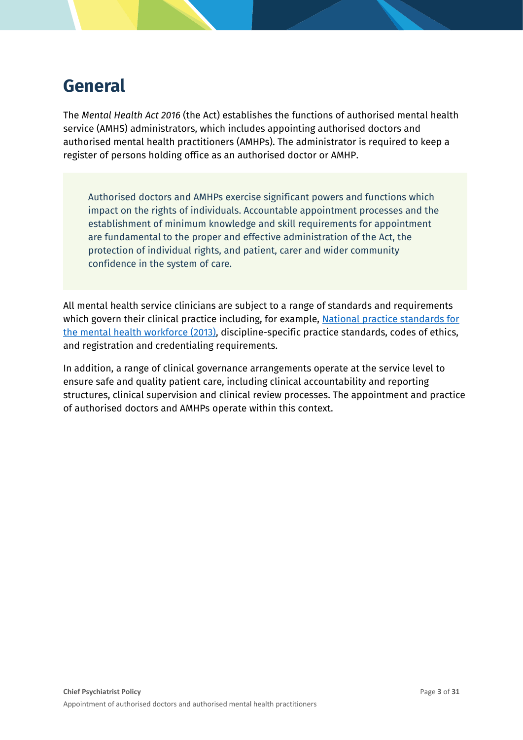# General

The *Mental Health Act 2016* (the Act) establishes the functions of authorised mental health service (AMHS) administrators, which includes appointing authorised doctors and authorised mental health practitioners (AMHPs). The administrator is required to keep a register of persons holding office as an authorised doctor or AMHP.

> Authorised doctors and AMHPs exercise significant powers and functions which impact on the rights of individuals. Accountable appointment processes and the establishment of minimum knowledge and skill requirements for appointment are fundamental to the proper and effective administration of the Act, the protection of individual rights, and patient, carer and wider community confidence in the system of care.

All mental health service clinicians are subject to a range of standards and requirements which govern their clinical practice including, for example, [National practice standards for the mental health workforce (2013)](), discipline-specific practice standards, codes of ethics, and registration and credentialing requirements.

In addition, a range of clinical governance arrangements operate at the service level to ensure safe and quality patient care, including clinical accountability and reporting structures, clinical supervision and clinical review processes. The appointment and practice of authorised doctors and AMHPs operate within this context.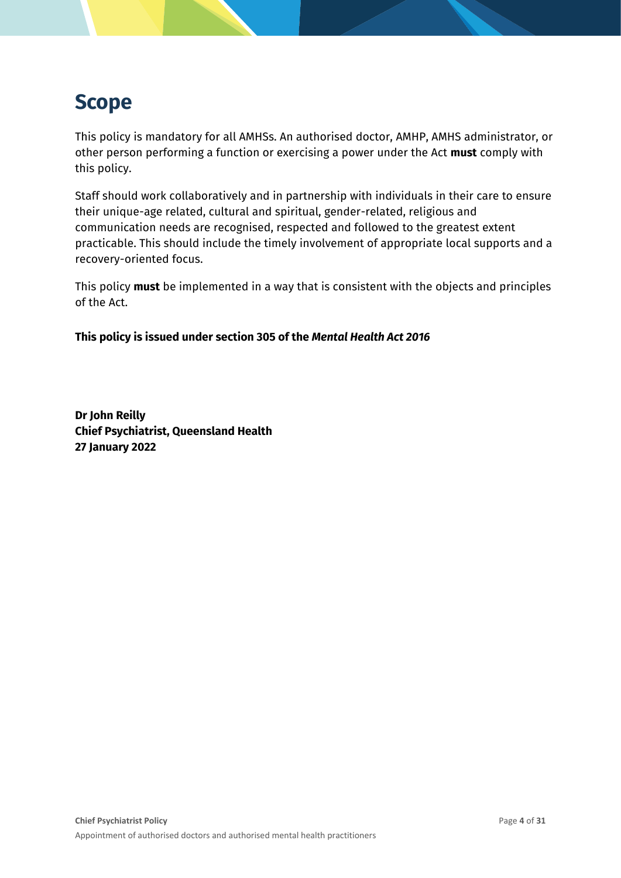# Scope

This policy is mandatory for all AMHSs. An authorised doctor, AMHP, AMHS administrator, or other person performing a function or exercising a power under the Act **must** comply with this policy.

Staff should work collaboratively and in partnership with individuals in their care to ensure their unique-age related, cultural and spiritual, gender-related, religious and communication needs are recognised, respected and followed to the greatest extent practicable. This should include the timely involvement of appropriate local supports and a recovery-oriented focus.

This policy **must** be implemented in a way that is consistent with the objects and principles of the Act.

**This policy is issued under section 305 of the *Mental Health Act 2016***

**Dr John Reilly**
**Chief Psychiatrist, Queensland Health**
**27 January 2022**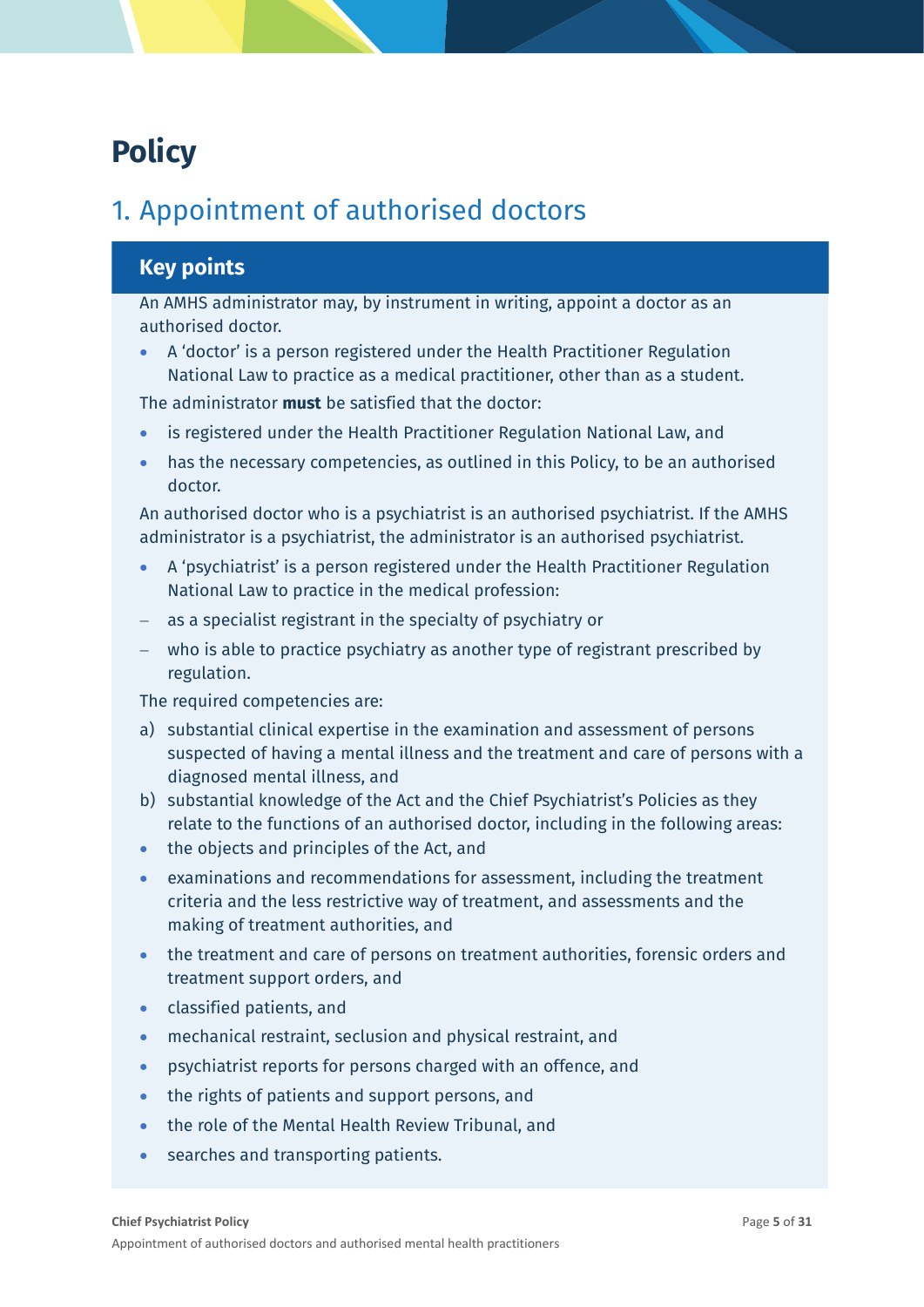# Policy

## 1. Appointment of authorised doctors

### Key points

An AMHS administrator may, by instrument in writing, appoint a doctor as an authorised doctor.

- A 'doctor' is a person registered under the Health Practitioner Regulation National Law to practice as a medical practitioner, other than as a student.

The administrator **must** be satisfied that the doctor:

- is registered under the Health Practitioner Regulation National Law, and
- has the necessary competencies, as outlined in this Policy, to be an authorised doctor.

An authorised doctor who is a psychiatrist is an authorised psychiatrist. If the AMHS administrator is a psychiatrist, the administrator is an authorised psychiatrist.

- A 'psychiatrist' is a person registered under the Health Practitioner Regulation National Law to practice in the medical profession:
  - as a specialist registrant in the specialty of psychiatry or
  - who is able to practice psychiatry as another type of registrant prescribed by regulation.

The required competencies are:

a) substantial clinical expertise in the examination and assessment of persons suspected of having a mental illness and the treatment and care of persons with a diagnosed mental illness, and

b) substantial knowledge of the Act and the Chief Psychiatrist's Policies as they relate to the functions of an authorised doctor, including in the following areas:

- the objects and principles of the Act, and
- examinations and recommendations for assessment, including the treatment criteria and the less restrictive way of treatment, and assessments and the making of treatment authorities, and
- the treatment and care of persons on treatment authorities, forensic orders and treatment support orders, and
- classified patients, and
- mechanical restraint, seclusion and physical restraint, and
- psychiatrist reports for persons charged with an offence, and
- the rights of patients and support persons, and
- the role of the Mental Health Review Tribunal, and
- searches and transporting patients.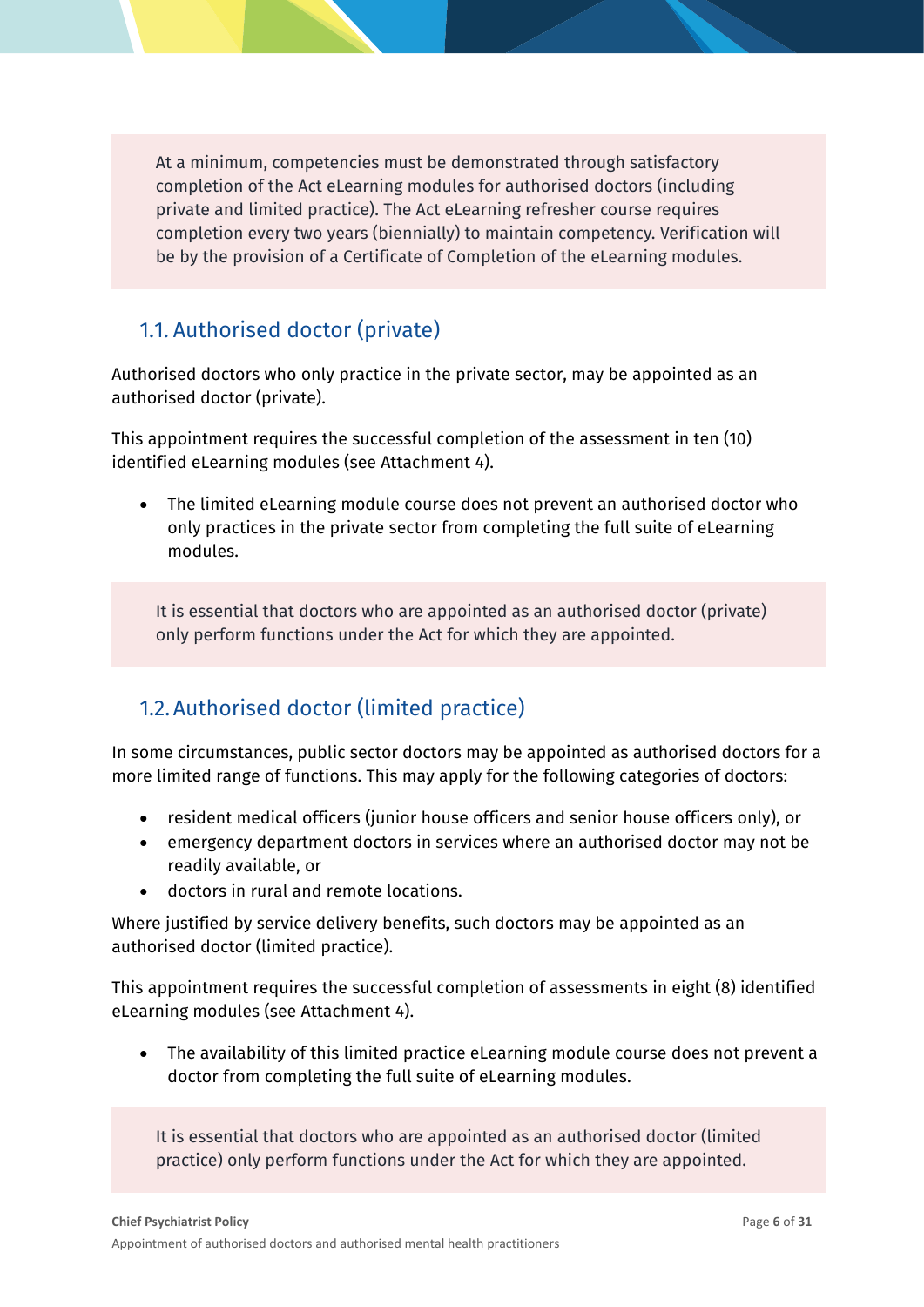At a minimum, competencies must be demonstrated through satisfactory completion of the Act eLearning modules for authorised doctors (including private and limited practice). The Act eLearning refresher course requires completion every two years (biennially) to maintain competency. Verification will be by the provision of a Certificate of Completion of the eLearning modules.

## 1.1. Authorised doctor (private)

Authorised doctors who only practice in the private sector, may be appointed as an authorised doctor (private).

This appointment requires the successful completion of the assessment in ten (10) identified eLearning modules (see Attachment 4).

- The limited eLearning module course does not prevent an authorised doctor who only practices in the private sector from completing the full suite of eLearning modules.

It is essential that doctors who are appointed as an authorised doctor (private) only perform functions under the Act for which they are appointed.

## 1.2. Authorised doctor (limited practice)

In some circumstances, public sector doctors may be appointed as authorised doctors for a more limited range of functions. This may apply for the following categories of doctors:

- resident medical officers (junior house officers and senior house officers only), or
- emergency department doctors in services where an authorised doctor may not be readily available, or
- doctors in rural and remote locations.

Where justified by service delivery benefits, such doctors may be appointed as an authorised doctor (limited practice).

This appointment requires the successful completion of assessments in eight (8) identified eLearning modules (see Attachment 4).

- The availability of this limited practice eLearning module course does not prevent a doctor from completing the full suite of eLearning modules.

It is essential that doctors who are appointed as an authorised doctor (limited practice) only perform functions under the Act for which they are appointed.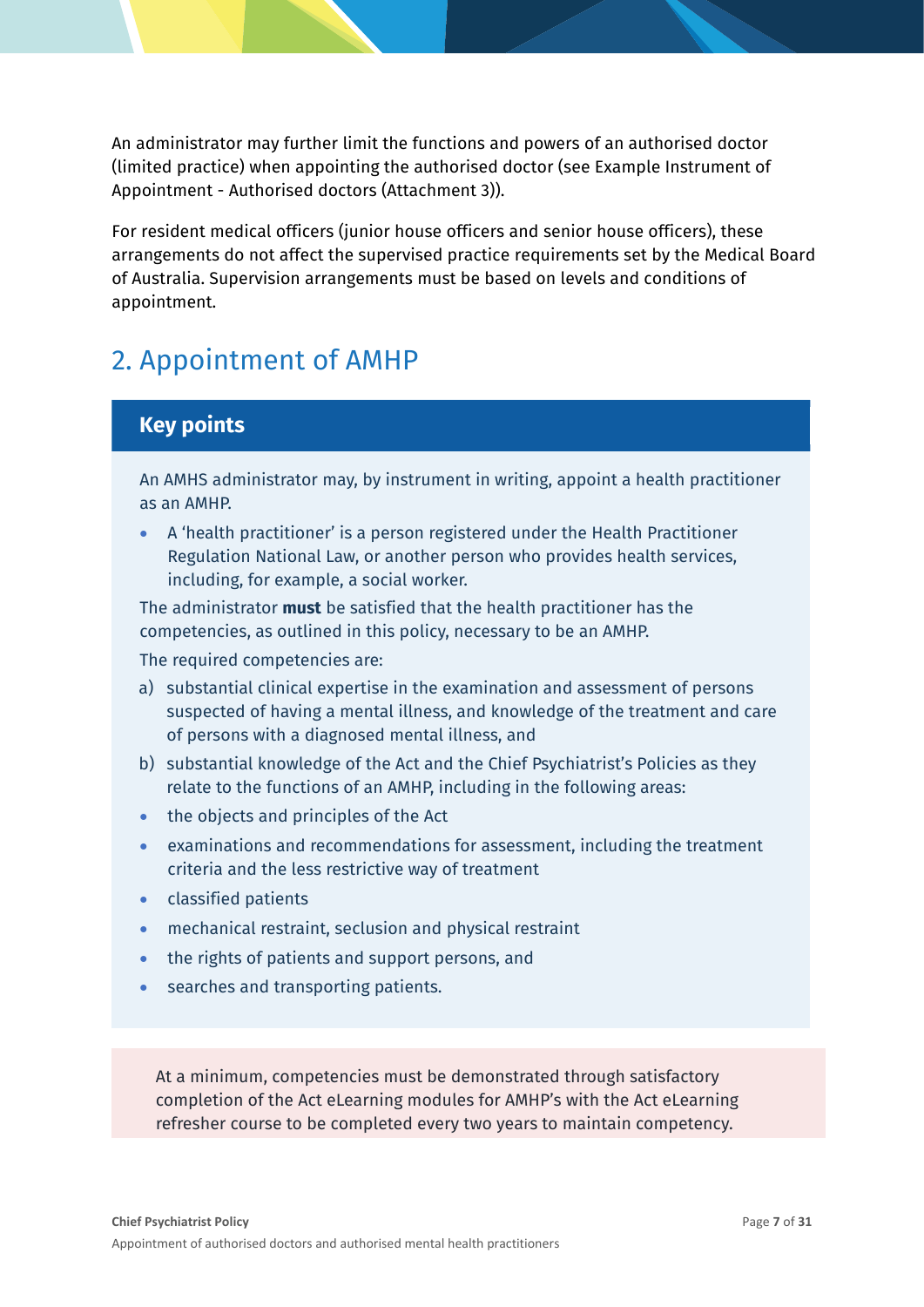An administrator may further limit the functions and powers of an authorised doctor (limited practice) when appointing the authorised doctor (see Example Instrument of Appointment - Authorised doctors (Attachment 3)).

For resident medical officers (junior house officers and senior house officers), these arrangements do not affect the supervised practice requirements set by the Medical Board of Australia. Supervision arrangements must be based on levels and conditions of appointment.

## 2. Appointment of AMHP

### Key points

An AMHS administrator may, by instrument in writing, appoint a health practitioner as an AMHP.

- A 'health practitioner' is a person registered under the Health Practitioner Regulation National Law, or another person who provides health services, including, for example, a social worker.

The administrator **must** be satisfied that the health practitioner has the competencies, as outlined in this policy, necessary to be an AMHP.

The required competencies are:

a) substantial clinical expertise in the examination and assessment of persons suspected of having a mental illness, and knowledge of the treatment and care of persons with a diagnosed mental illness, and

b) substantial knowledge of the Act and the Chief Psychiatrist's Policies as they relate to the functions of an AMHP, including in the following areas:

- the objects and principles of the Act
- examinations and recommendations for assessment, including the treatment criteria and the less restrictive way of treatment
- classified patients
- mechanical restraint, seclusion and physical restraint
- the rights of patients and support persons, and
- searches and transporting patients.

At a minimum, competencies must be demonstrated through satisfactory completion of the Act eLearning modules for AMHP's with the Act eLearning refresher course to be completed every two years to maintain competency.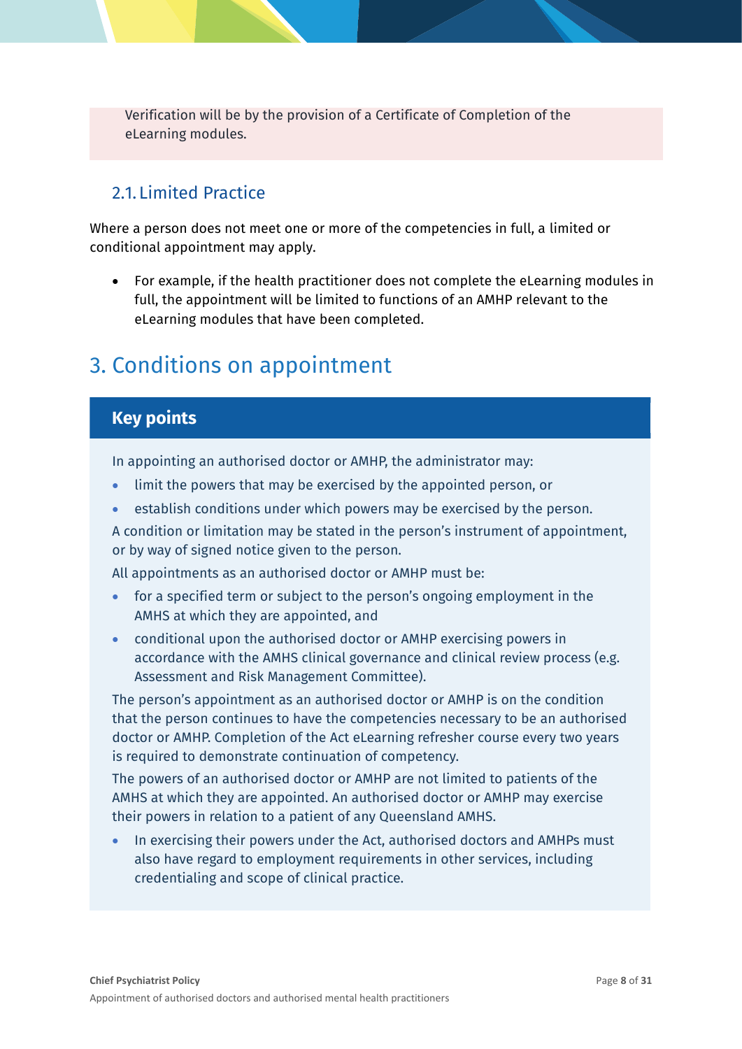Verification will be by the provision of a Certificate of Completion of the eLearning modules.

## 2.1. Limited Practice

Where a person does not meet one or more of the competencies in full, a limited or conditional appointment may apply.

- For example, if the health practitioner does not complete the eLearning modules in full, the appointment will be limited to functions of an AMHP relevant to the eLearning modules that have been completed.

# 3. Conditions on appointment

**Key points**

In appointing an authorised doctor or AMHP, the administrator may:

- limit the powers that may be exercised by the appointed person, or
- establish conditions under which powers may be exercised by the person.

A condition or limitation may be stated in the person's instrument of appointment, or by way of signed notice given to the person.

All appointments as an authorised doctor or AMHP must be:

- for a specified term or subject to the person's ongoing employment in the AMHS at which they are appointed, and
- conditional upon the authorised doctor or AMHP exercising powers in accordance with the AMHS clinical governance and clinical review process (e.g. Assessment and Risk Management Committee).

The person's appointment as an authorised doctor or AMHP is on the condition that the person continues to have the competencies necessary to be an authorised doctor or AMHP. Completion of the Act eLearning refresher course every two years is required to demonstrate continuation of competency.

The powers of an authorised doctor or AMHP are not limited to patients of the AMHS at which they are appointed. An authorised doctor or AMHP may exercise their powers in relation to a patient of any Queensland AMHS.

- In exercising their powers under the Act, authorised doctors and AMHPs must also have regard to employment requirements in other services, including credentialing and scope of clinical practice.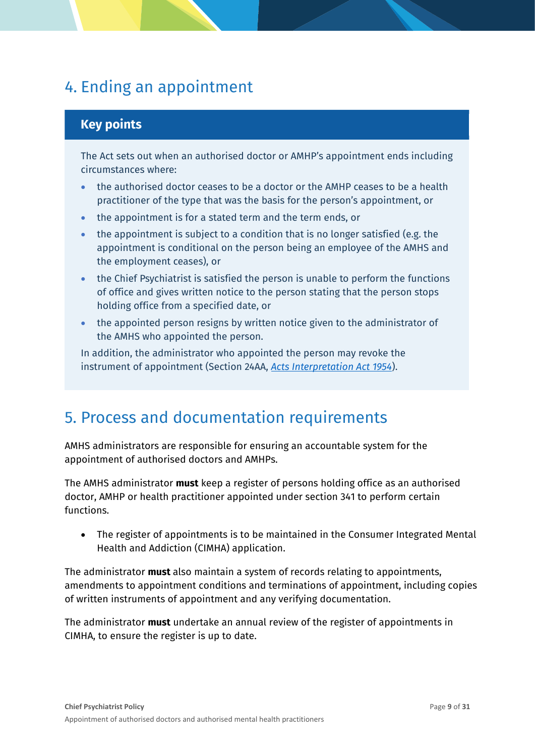## 4. Ending an appointment

### Key points

The Act sets out when an authorised doctor or AMHP's appointment ends including circumstances where:

- the authorised doctor ceases to be a doctor or the AMHP ceases to be a health practitioner of the type that was the basis for the person's appointment, or
- the appointment is for a stated term and the term ends, or
- the appointment is subject to a condition that is no longer satisfied (e.g. the appointment is conditional on the person being an employee of the AMHS and the employment ceases), or
- the Chief Psychiatrist is satisfied the person is unable to perform the functions of office and gives written notice to the person stating that the person stops holding office from a specified date, or
- the appointed person resigns by written notice given to the administrator of the AMHS who appointed the person.

In addition, the administrator who appointed the person may revoke the instrument of appointment (Section 24AA, *Acts Interpretation Act 1954*).

## 5. Process and documentation requirements

AMHS administrators are responsible for ensuring an accountable system for the appointment of authorised doctors and AMHPs.

The AMHS administrator **must** keep a register of persons holding office as an authorised doctor, AMHP or health practitioner appointed under section 341 to perform certain functions.

- The register of appointments is to be maintained in the Consumer Integrated Mental Health and Addiction (CIMHA) application.

The administrator **must** also maintain a system of records relating to appointments, amendments to appointment conditions and terminations of appointment, including copies of written instruments of appointment and any verifying documentation.

The administrator **must** undertake an annual review of the register of appointments in CIMHA, to ensure the register is up to date.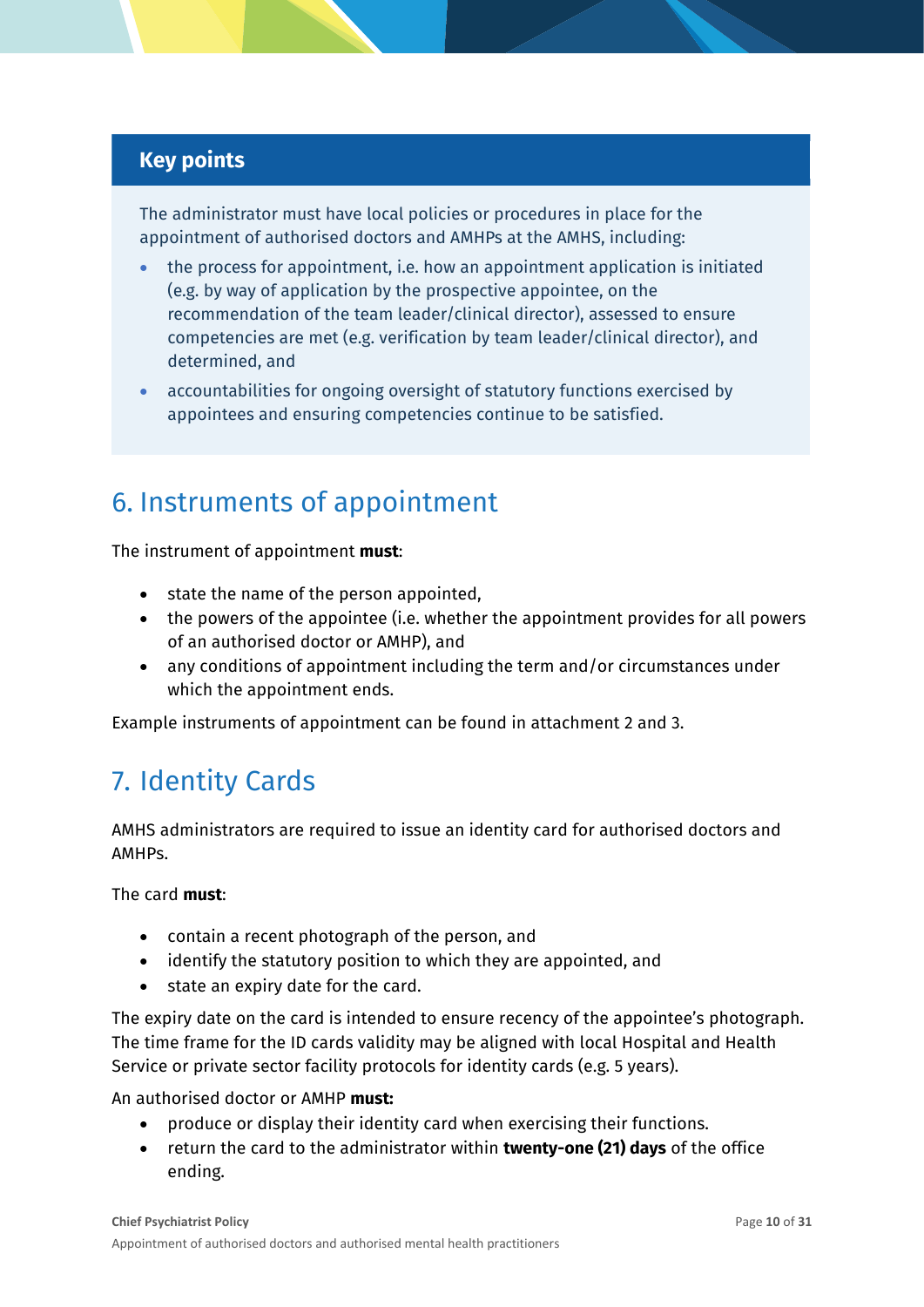**Key points**

The administrator must have local policies or procedures in place for the appointment of authorised doctors and AMHPs at the AMHS, including:

- the process for appointment, i.e. how an appointment application is initiated (e.g. by way of application by the prospective appointee, on the recommendation of the team leader/clinical director), assessed to ensure competencies are met (e.g. verification by team leader/clinical director), and determined, and
- accountabilities for ongoing oversight of statutory functions exercised by appointees and ensuring competencies continue to be satisfied.

## 6. Instruments of appointment

The instrument of appointment **must**:

- state the name of the person appointed,
- the powers of the appointee (i.e. whether the appointment provides for all powers of an authorised doctor or AMHP), and
- any conditions of appointment including the term and/or circumstances under which the appointment ends.

Example instruments of appointment can be found in attachment 2 and 3.

## 7. Identity Cards

AMHS administrators are required to issue an identity card for authorised doctors and AMHPs.

The card **must**:

- contain a recent photograph of the person, and
- identify the statutory position to which they are appointed, and
- state an expiry date for the card.

The expiry date on the card is intended to ensure recency of the appointee's photograph. The time frame for the ID cards validity may be aligned with local Hospital and Health Service or private sector facility protocols for identity cards (e.g. 5 years).

An authorised doctor or AMHP **must:**

- produce or display their identity card when exercising their functions.
- return the card to the administrator within **twenty-one (21) days** of the office ending.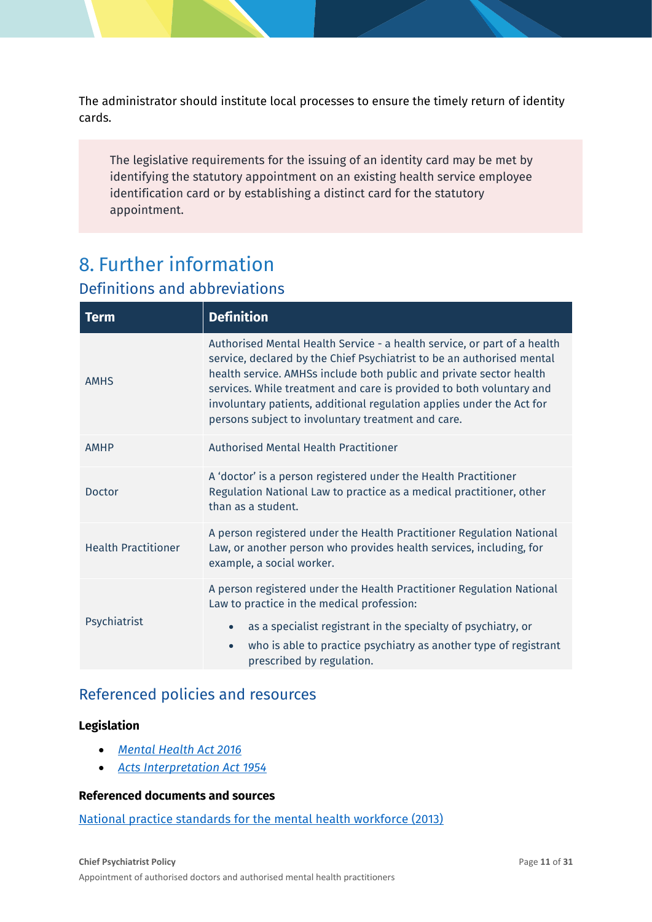The administrator should institute local processes to ensure the timely return of identity cards.

> The legislative requirements for the issuing of an identity card may be met by identifying the statutory appointment on an existing health service employee identification card or by establishing a distinct card for the statutory appointment.

# 8. Further information

## Definitions and abbreviations

| Term | Definition |
| --- | --- |
| AMHS | Authorised Mental Health Service - a health service, or part of a health service, declared by the Chief Psychiatrist to be an authorised mental health service. AMHSs include both public and private sector health services. While treatment and care is provided to both voluntary and involuntary patients, additional regulation applies under the Act for persons subject to involuntary treatment and care. |
| AMHP | Authorised Mental Health Practitioner |
| Doctor | A 'doctor' is a person registered under the Health Practitioner Regulation National Law to practice as a medical practitioner, other than as a student. |
| Health Practitioner | A person registered under the Health Practitioner Regulation National Law, or another person who provides health services, including, for example, a social worker. |
| Psychiatrist | A person registered under the Health Practitioner Regulation National Law to practice in the medical profession:<br>• as a specialist registrant in the specialty of psychiatry, or<br>• who is able to practice psychiatry as another type of registrant prescribed by regulation. |

## Referenced policies and resources

**Legislation**

- *Mental Health Act 2016*
- *Acts Interpretation Act 1954*

**Referenced documents and sources**

National practice standards for the mental health workforce (2013)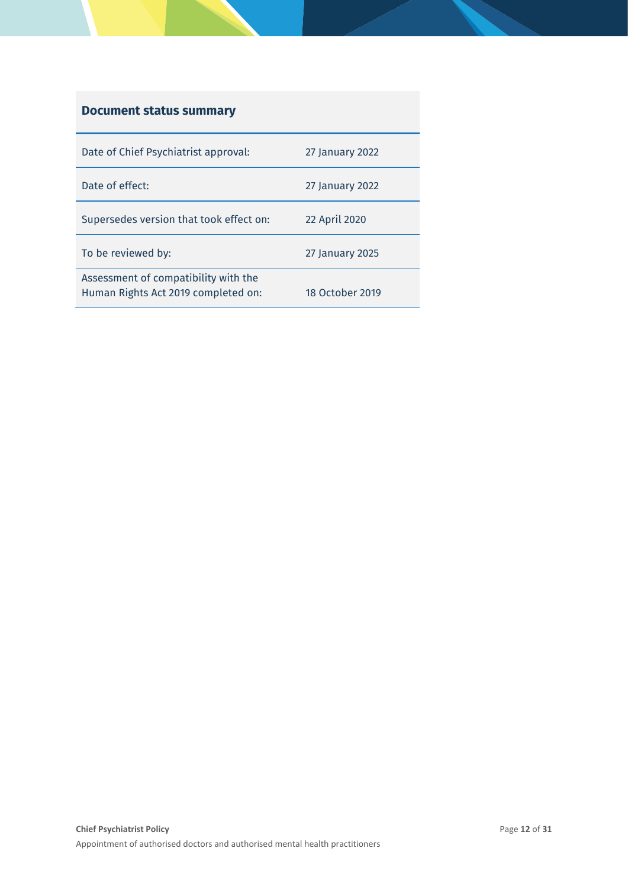| Document status summary | |
|---|---|
| Date of Chief Psychiatrist approval: | 27 January 2022 |
| Date of effect: | 27 January 2022 |
| Supersedes version that took effect on: | 22 April 2020 |
| To be reviewed by: | 27 January 2025 |
| Assessment of compatibility with the Human Rights Act 2019 completed on: | 18 October 2019 |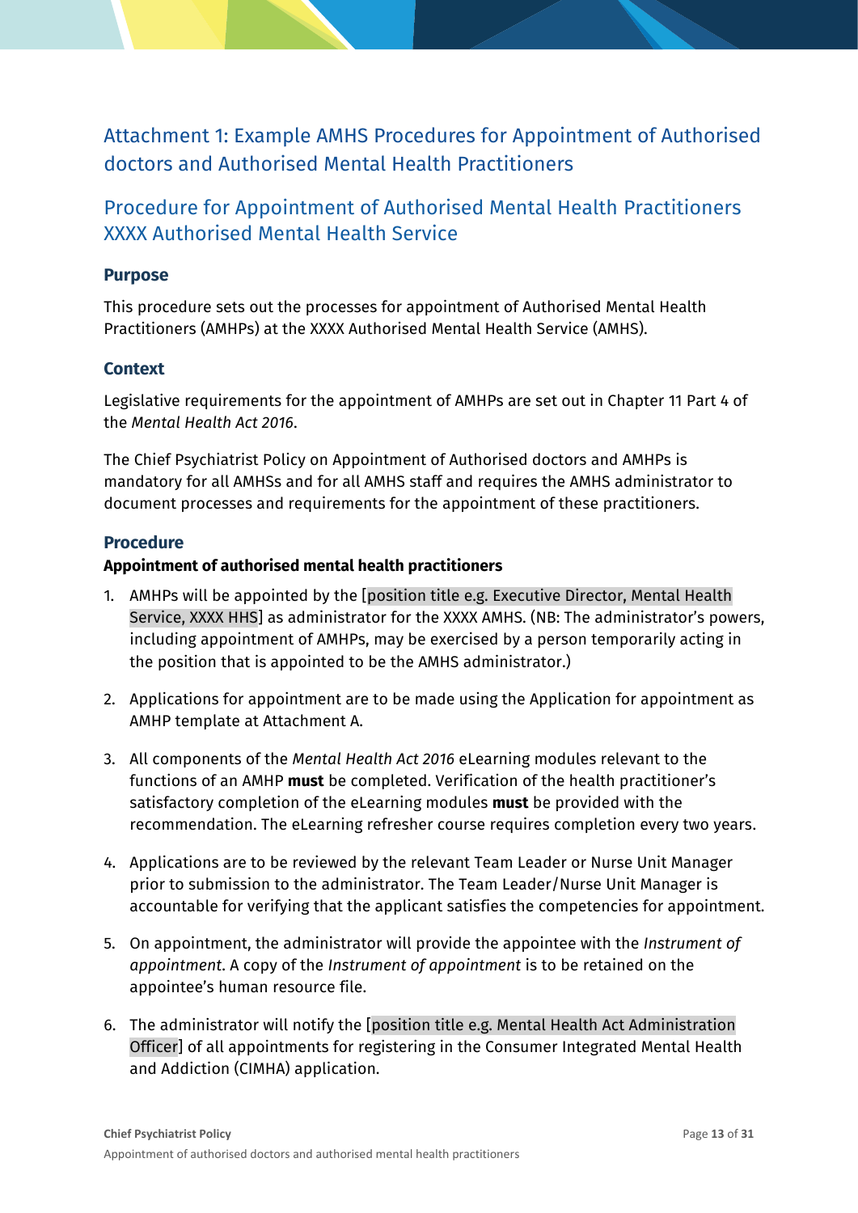## Attachment 1: Example AMHS Procedures for Appointment of Authorised doctors and Authorised Mental Health Practitioners

## Procedure for Appointment of Authorised Mental Health Practitioners XXXX Authorised Mental Health Service

### Purpose

This procedure sets out the processes for appointment of Authorised Mental Health Practitioners (AMHPs) at the XXXX Authorised Mental Health Service (AMHS).

### Context

Legislative requirements for the appointment of AMHPs are set out in Chapter 11 Part 4 of the *Mental Health Act 2016*.

The Chief Psychiatrist Policy on Appointment of Authorised doctors and AMHPs is mandatory for all AMHSs and for all AMHS staff and requires the AMHS administrator to document processes and requirements for the appointment of these practitioners.

### Procedure

**Appointment of authorised mental health practitioners**

1. AMHPs will be appointed by the [position title e.g. Executive Director, Mental Health Service, XXXX HHS] as administrator for the XXXX AMHS. (NB: The administrator's powers, including appointment of AMHPs, may be exercised by a person temporarily acting in the position that is appointed to be the AMHS administrator.)

2. Applications for appointment are to be made using the Application for appointment as AMHP template at Attachment A.

3. All components of the *Mental Health Act 2016* eLearning modules relevant to the functions of an AMHP **must** be completed. Verification of the health practitioner's satisfactory completion of the eLearning modules **must** be provided with the recommendation. The eLearning refresher course requires completion every two years.

4. Applications are to be reviewed by the relevant Team Leader or Nurse Unit Manager prior to submission to the administrator. The Team Leader/Nurse Unit Manager is accountable for verifying that the applicant satisfies the competencies for appointment.

5. On appointment, the administrator will provide the appointee with the *Instrument of appointment*. A copy of the *Instrument of appointment* is to be retained on the appointee's human resource file.

6. The administrator will notify the [position title e.g. Mental Health Act Administration Officer] of all appointments for registering in the Consumer Integrated Mental Health and Addiction (CIMHA) application.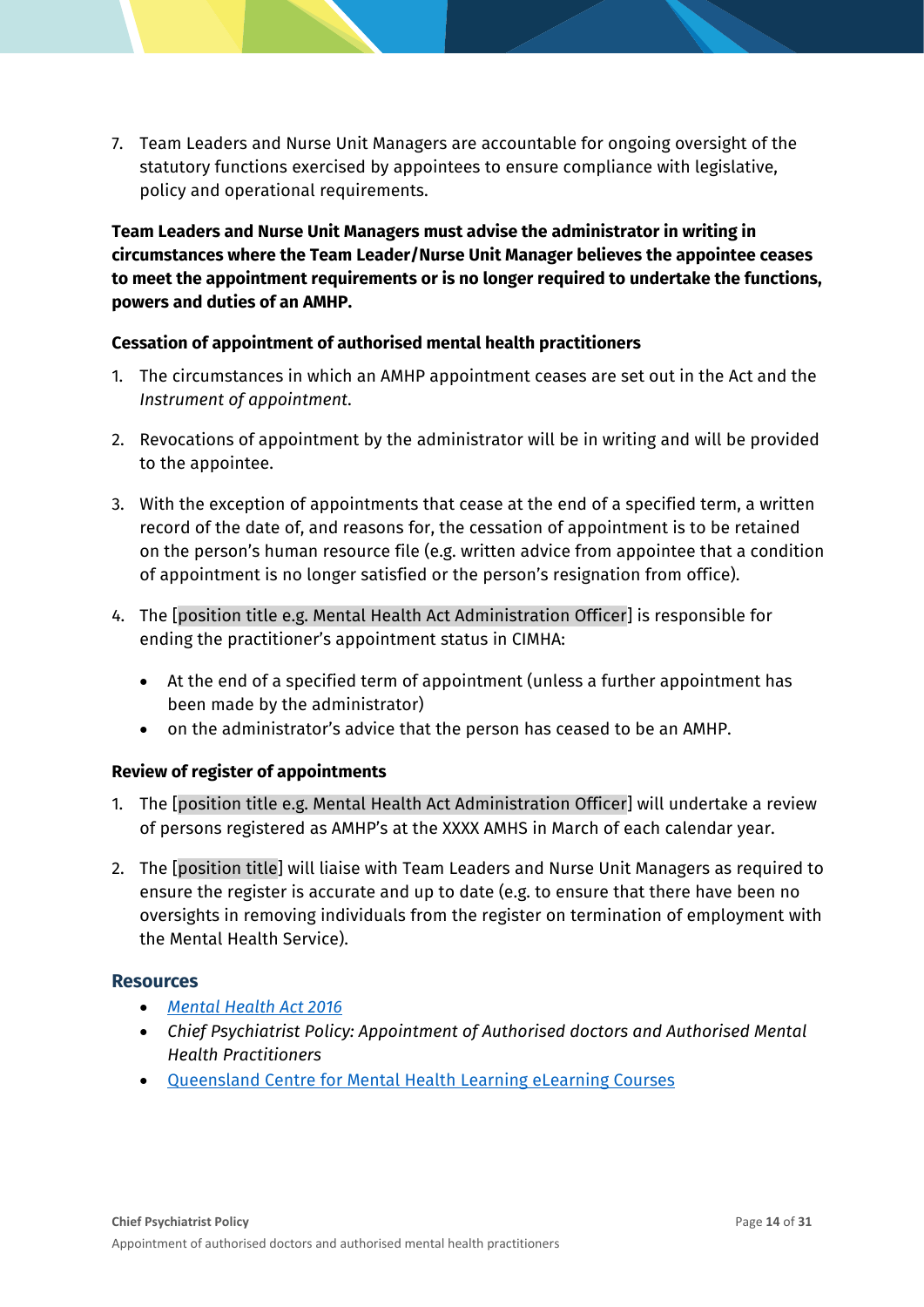7. Team Leaders and Nurse Unit Managers are accountable for ongoing oversight of the statutory functions exercised by appointees to ensure compliance with legislative, policy and operational requirements.

**Team Leaders and Nurse Unit Managers must advise the administrator in writing in circumstances where the Team Leader/Nurse Unit Manager believes the appointee ceases to meet the appointment requirements or is no longer required to undertake the functions, powers and duties of an AMHP.**

**Cessation of appointment of authorised mental health practitioners**

1. The circumstances in which an AMHP appointment ceases are set out in the Act and the *Instrument of appointment.*

2. Revocations of appointment by the administrator will be in writing and will be provided to the appointee.

3. With the exception of appointments that cease at the end of a specified term, a written record of the date of, and reasons for, the cessation of appointment is to be retained on the person's human resource file (e.g. written advice from appointee that a condition of appointment is no longer satisfied or the person's resignation from office).

4. The [position title e.g. Mental Health Act Administration Officer] is responsible for ending the practitioner's appointment status in CIMHA:

   - At the end of a specified term of appointment (unless a further appointment has been made by the administrator)
   - on the administrator's advice that the person has ceased to be an AMHP.

**Review of register of appointments**

1. The [position title e.g. Mental Health Act Administration Officer] will undertake a review of persons registered as AMHP's at the XXXX AMHS in March of each calendar year.

2. The [position title] will liaise with Team Leaders and Nurse Unit Managers as required to ensure the register is accurate and up to date (e.g. to ensure that there have been no oversights in removing individuals from the register on termination of employment with the Mental Health Service).

## Resources

- *Mental Health Act 2016*
- *Chief Psychiatrist Policy: Appointment of Authorised doctors and Authorised Mental Health Practitioners*
- Queensland Centre for Mental Health Learning eLearning Courses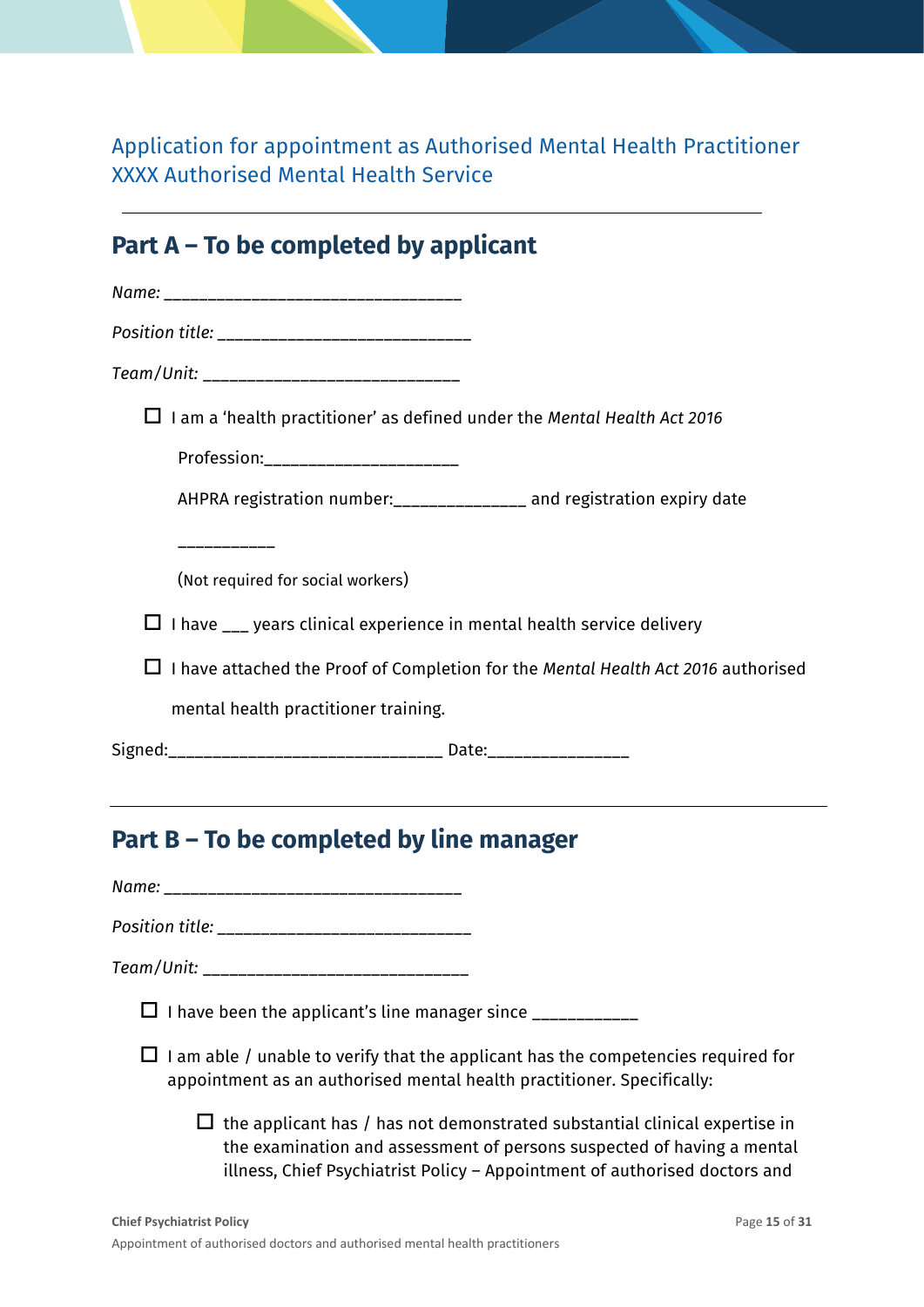Application for appointment as Authorised Mental Health Practitioner
XXXX Authorised Mental Health Service

---

## Part A – To be completed by applicant

*Name:* _________________________________

*Position title:* ____________________________

*Team/Unit:* ____________________________

☐ I am a 'health practitioner' as defined under the *Mental Health Act 2016*

Profession:_____________________

AHPRA registration number:______________ and registration expiry date

___________

(Not required for social workers)

☐ I have ___ years clinical experience in mental health service delivery

☐ I have attached the Proof of Completion for the *Mental Health Act 2016* authorised mental health practitioner training.

Signed:______________________________ Date:_______________

---

## Part B – To be completed by line manager

*Name:* _________________________________

*Position title:* ____________________________

*Team/Unit:* ______________________________

☐ I have been the applicant's line manager since ___________

☐ I am able / unable to verify that the applicant has the competencies required for appointment as an authorised mental health practitioner. Specifically:

- ☐ the applicant has / has not demonstrated substantial clinical expertise in the examination and assessment of persons suspected of having a mental illness, Chief Psychiatrist Policy – Appointment of authorised doctors and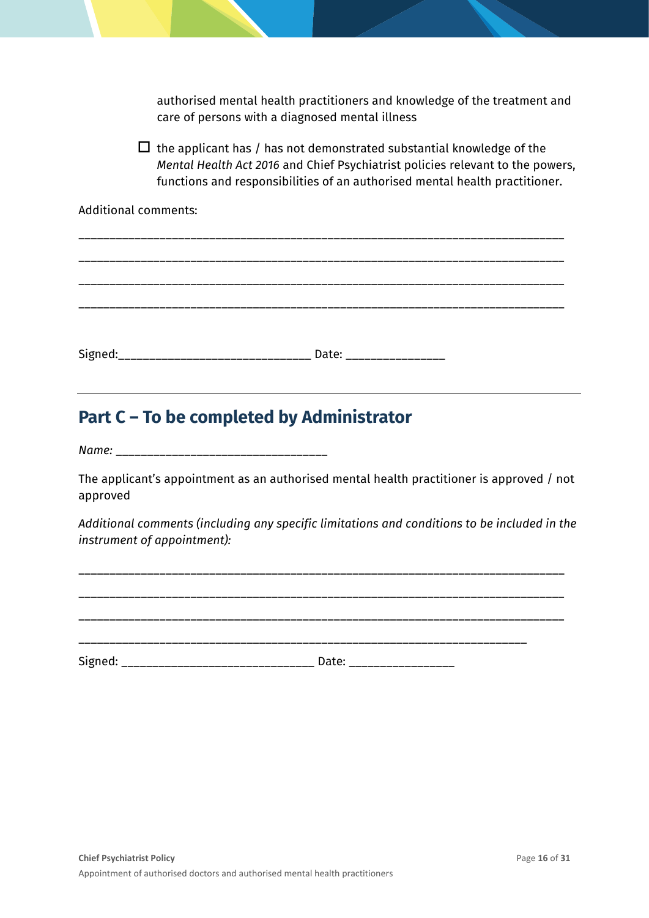authorised mental health practitioners and knowledge of the treatment and care of persons with a diagnosed mental illness

- ☐ the applicant has / has not demonstrated substantial knowledge of the *Mental Health Act 2016* and Chief Psychiatrist policies relevant to the powers, functions and responsibilities of an authorised mental health practitioner.

Additional comments:

_______________________________________________________________________________

_______________________________________________________________________________

_______________________________________________________________________________

_______________________________________________________________________________

Signed:______________________________ Date: _______________

## Part C – To be completed by Administrator

*Name:* ________________________________

The applicant's appointment as an authorised mental health practitioner is approved / not approved

*Additional comments (including any specific limitations and conditions to be included in the instrument of appointment):*

_______________________________________________________________________________

_______________________________________________________________________________

_______________________________________________________________________________

_________________________________________________________________________

Signed: ______________________________ Date: ________________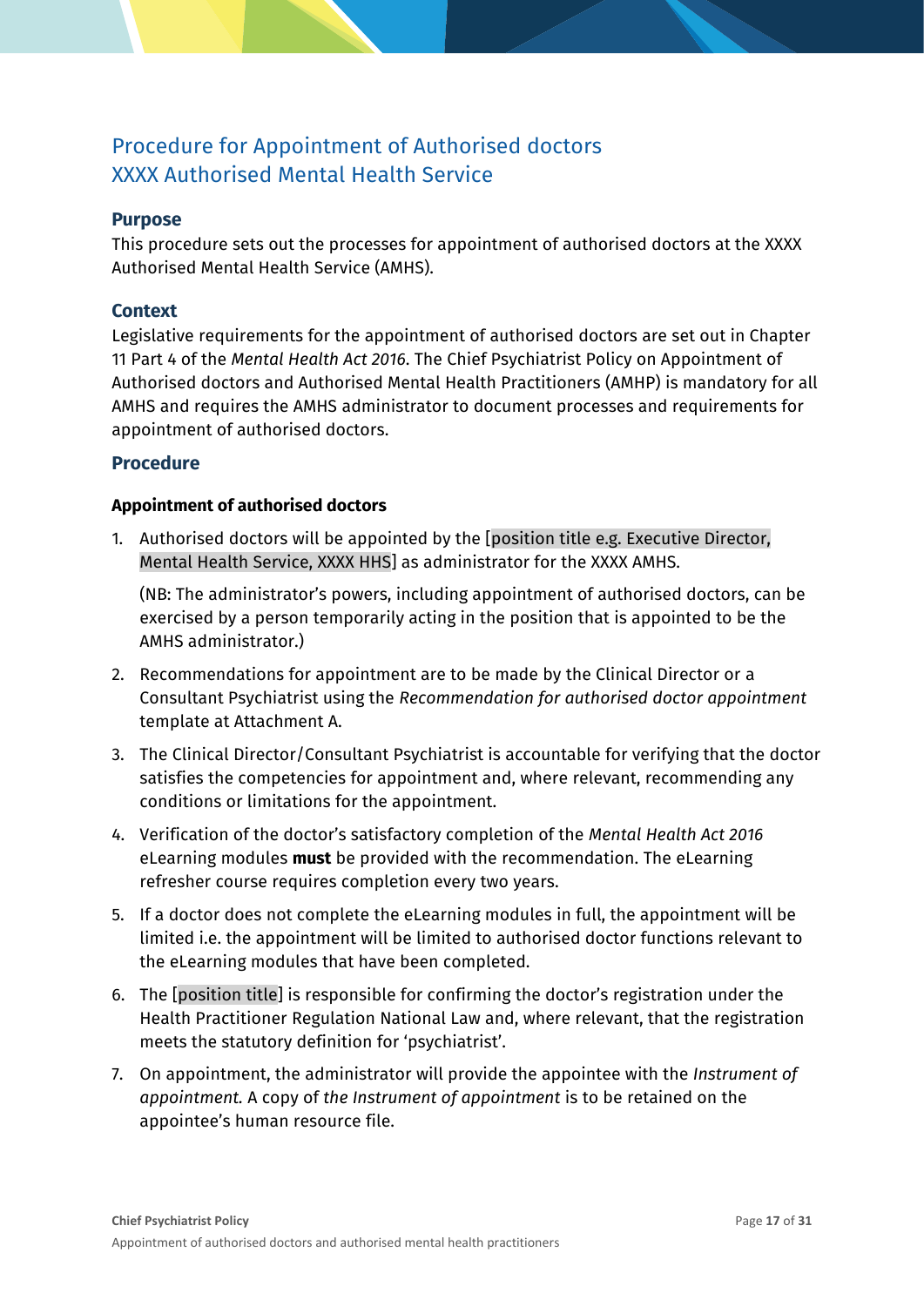# Procedure for Appointment of Authorised doctors
# XXXX Authorised Mental Health Service

### Purpose

This procedure sets out the processes for appointment of authorised doctors at the XXXX Authorised Mental Health Service (AMHS).

### Context

Legislative requirements for the appointment of authorised doctors are set out in Chapter 11 Part 4 of the *Mental Health Act 2016*. The Chief Psychiatrist Policy on Appointment of Authorised doctors and Authorised Mental Health Practitioners (AMHP) is mandatory for all AMHS and requires the AMHS administrator to document processes and requirements for appointment of authorised doctors.

## Procedure

#### Appointment of authorised doctors

1. Authorised doctors will be appointed by the [position title e.g. Executive Director, Mental Health Service, XXXX HHS] as administrator for the XXXX AMHS.

   (NB: The administrator's powers, including appointment of authorised doctors, can be exercised by a person temporarily acting in the position that is appointed to be the AMHS administrator.)

2. Recommendations for appointment are to be made by the Clinical Director or a Consultant Psychiatrist using the *Recommendation for authorised doctor appointment* template at Attachment A.

3. The Clinical Director/Consultant Psychiatrist is accountable for verifying that the doctor satisfies the competencies for appointment and, where relevant, recommending any conditions or limitations for the appointment.

4. Verification of the doctor's satisfactory completion of the *Mental Health Act 2016* eLearning modules **must** be provided with the recommendation. The eLearning refresher course requires completion every two years.

5. If a doctor does not complete the eLearning modules in full, the appointment will be limited i.e. the appointment will be limited to authorised doctor functions relevant to the eLearning modules that have been completed.

6. The [position title] is responsible for confirming the doctor's registration under the Health Practitioner Regulation National Law and, where relevant, that the registration meets the statutory definition for 'psychiatrist'.

7. On appointment, the administrator will provide the appointee with the *Instrument of appointment.* A copy of *the Instrument of appointment* is to be retained on the appointee's human resource file.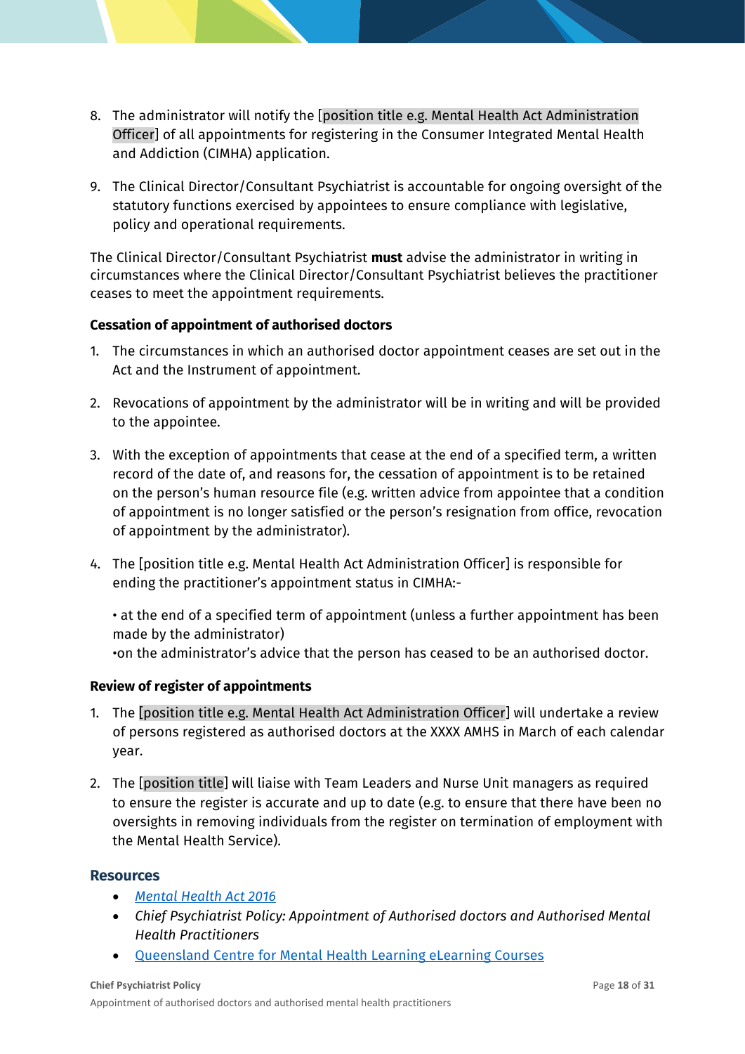8. The administrator will notify the [position title e.g. Mental Health Act Administration Officer] of all appointments for registering in the Consumer Integrated Mental Health and Addiction (CIMHA) application.

9. The Clinical Director/Consultant Psychiatrist is accountable for ongoing oversight of the statutory functions exercised by appointees to ensure compliance with legislative, policy and operational requirements.

The Clinical Director/Consultant Psychiatrist **must** advise the administrator in writing in circumstances where the Clinical Director/Consultant Psychiatrist believes the practitioner ceases to meet the appointment requirements.

**Cessation of appointment of authorised doctors**

1. The circumstances in which an authorised doctor appointment ceases are set out in the Act and the Instrument of appointment.

2. Revocations of appointment by the administrator will be in writing and will be provided to the appointee.

3. With the exception of appointments that cease at the end of a specified term, a written record of the date of, and reasons for, the cessation of appointment is to be retained on the person's human resource file (e.g. written advice from appointee that a condition of appointment is no longer satisfied or the person's resignation from office, revocation of appointment by the administrator).

4. The [position title e.g. Mental Health Act Administration Officer] is responsible for ending the practitioner's appointment status in CIMHA:-

   • at the end of a specified term of appointment (unless a further appointment has been made by the administrator)
   •on the administrator's advice that the person has ceased to be an authorised doctor.

**Review of register of appointments**

1. The [position title e.g. Mental Health Act Administration Officer] will undertake a review of persons registered as authorised doctors at the XXXX AMHS in March of each calendar year.

2. The [position title] will liaise with Team Leaders and Nurse Unit managers as required to ensure the register is accurate and up to date (e.g. to ensure that there have been no oversights in removing individuals from the register on termination of employment with the Mental Health Service).

## Resources

- *Mental Health Act 2016*
- *Chief Psychiatrist Policy: Appointment of Authorised doctors and Authorised Mental Health Practitioners*
- Queensland Centre for Mental Health Learning eLearning Courses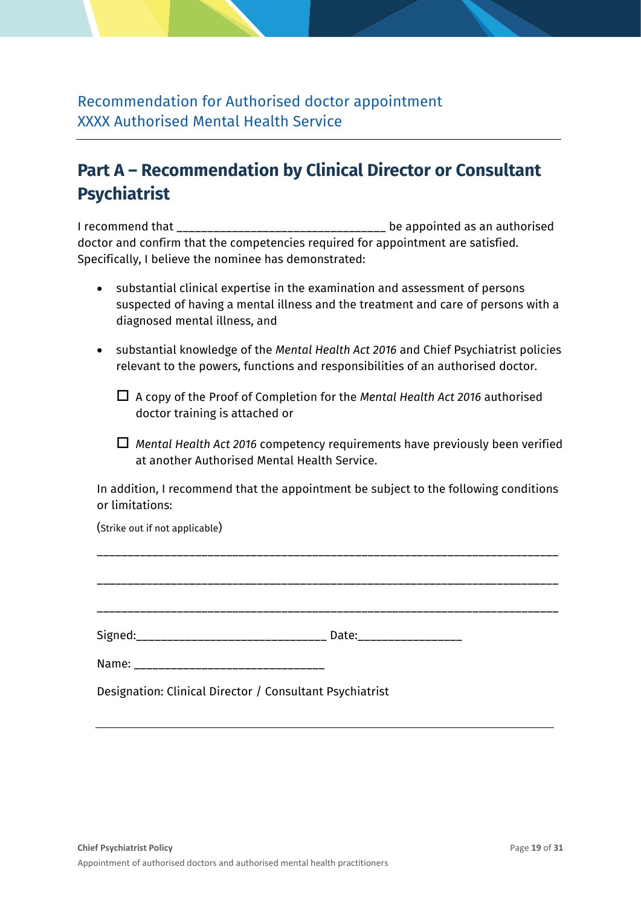Recommendation for Authorised doctor appointment
XXXX Authorised Mental Health Service

## Part A – Recommendation by Clinical Director or Consultant Psychiatrist

I recommend that ________________________________ be appointed as an authorised doctor and confirm that the competencies required for appointment are satisfied. Specifically, I believe the nominee has demonstrated:

- substantial clinical expertise in the examination and assessment of persons suspected of having a mental illness and the treatment and care of persons with a diagnosed mental illness, and
- substantial knowledge of the *Mental Health Act 2016* and Chief Psychiatrist policies relevant to the powers, functions and responsibilities of an authorised doctor.

  ☐ A copy of the Proof of Completion for the *Mental Health Act 2016* authorised doctor training is attached or

  ☐ *Mental Health Act 2016* competency requirements have previously been verified at another Authorised Mental Health Service.

In addition, I recommend that the appointment be subject to the following conditions or limitations:

(Strike out if not applicable)

______________________________________________________________________________

______________________________________________________________________________

______________________________________________________________________________

Signed:_____________________________ Date:________________

Name: _____________________________

Designation: Clinical Director / Consultant Psychiatrist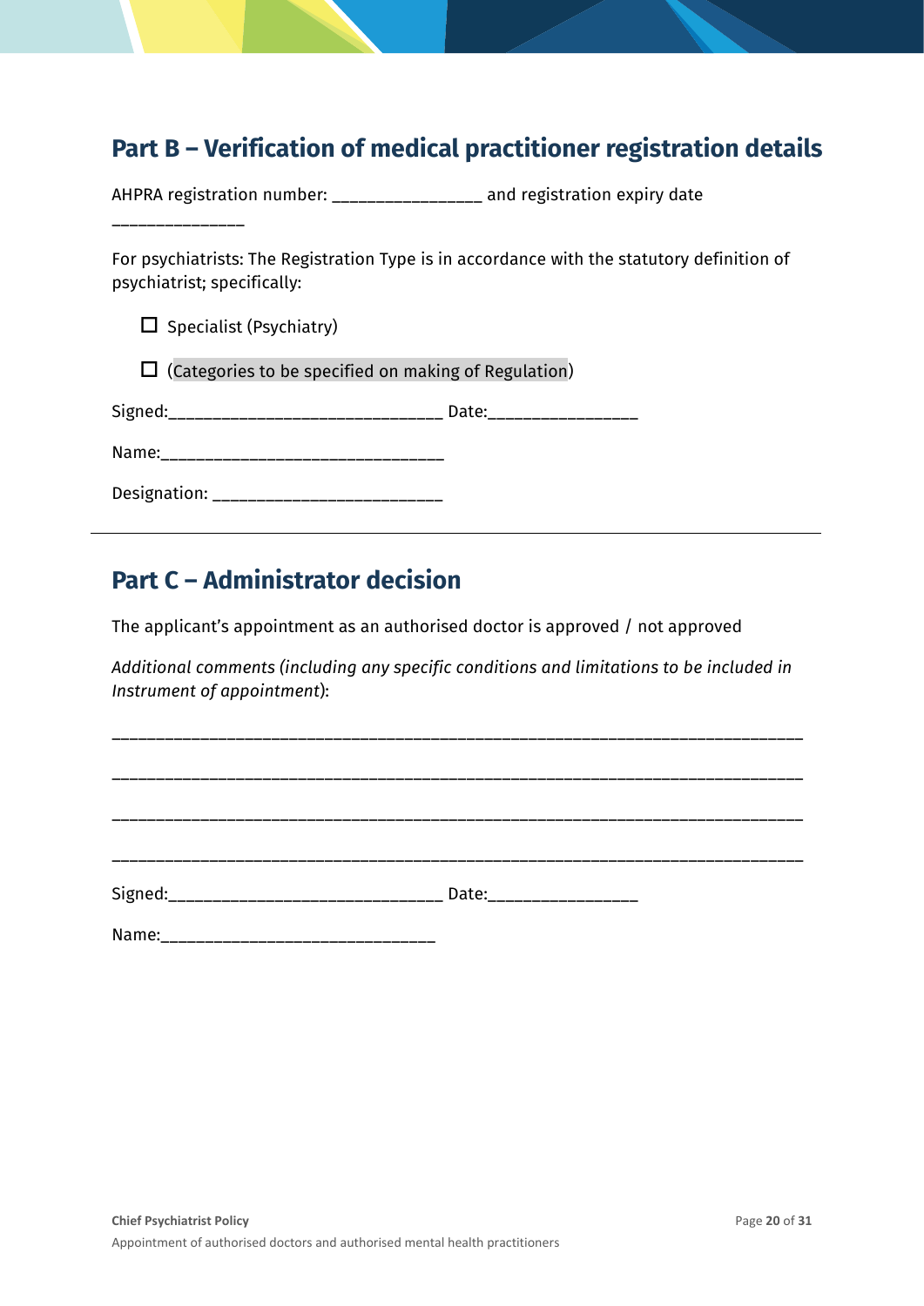## Part B – Verification of medical practitioner registration details

AHPRA registration number: ________________ and registration expiry date ______________

For psychiatrists: The Registration Type is in accordance with the statutory definition of psychiatrist; specifically:

☐ Specialist (Psychiatry)

☐ (Categories to be specified on making of Regulation)

Signed:_____________________________ Date:________________

Name:______________________________

Designation: ________________________

---

## Part C – Administrator decision

The applicant's appointment as an authorised doctor is approved / not approved

*Additional comments (including any specific conditions and limitations to be included in Instrument of appointment)*:

___________________________________________________________________________

___________________________________________________________________________

___________________________________________________________________________

___________________________________________________________________________

Signed:_____________________________ Date:________________

Name:_____________________________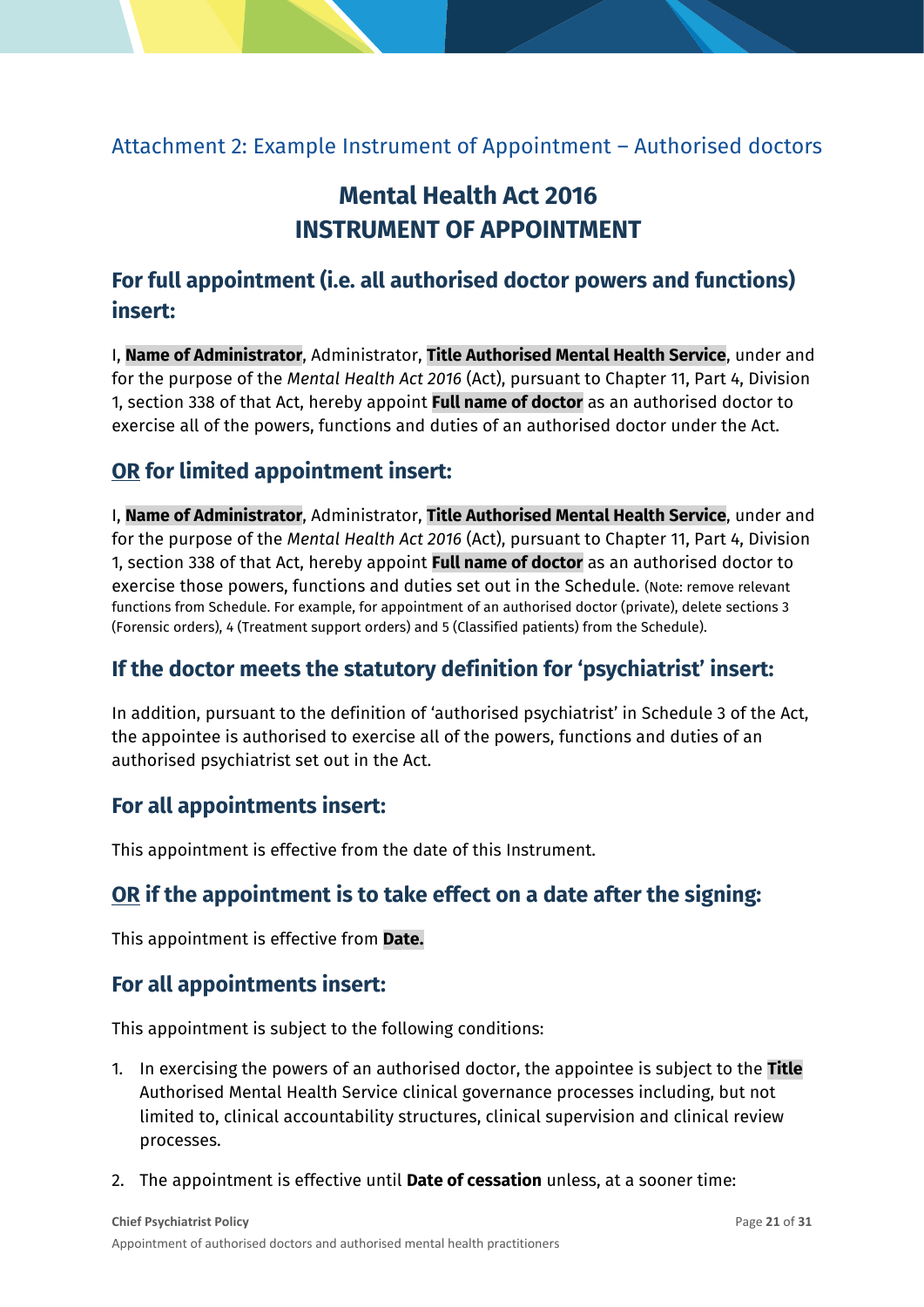## Attachment 2: Example Instrument of Appointment – Authorised doctors

# Mental Health Act 2016
# INSTRUMENT OF APPOINTMENT

### For full appointment (i.e. all authorised doctor powers and functions) insert:

I, **Name of Administrator**, Administrator, **Title Authorised Mental Health Service**, under and for the purpose of the *Mental Health Act 2016* (Act), pursuant to Chapter 11, Part 4, Division 1, section 338 of that Act, hereby appoint **Full name of doctor** as an authorised doctor to exercise all of the powers, functions and duties of an authorised doctor under the Act.

### OR for limited appointment insert:

I, **Name of Administrator**, Administrator, **Title Authorised Mental Health Service**, under and for the purpose of the *Mental Health Act 2016* (Act), pursuant to Chapter 11, Part 4, Division 1, section 338 of that Act, hereby appoint **Full name of doctor** as an authorised doctor to exercise those powers, functions and duties set out in the Schedule. (Note: remove relevant functions from Schedule. For example, for appointment of an authorised doctor (private), delete sections 3 (Forensic orders), 4 (Treatment support orders) and 5 (Classified patients) from the Schedule).

### If the doctor meets the statutory definition for 'psychiatrist' insert:

In addition, pursuant to the definition of 'authorised psychiatrist' in Schedule 3 of the Act, the appointee is authorised to exercise all of the powers, functions and duties of an authorised psychiatrist set out in the Act.

### For all appointments insert:

This appointment is effective from the date of this Instrument.

### OR if the appointment is to take effect on a date after the signing:

This appointment is effective from **Date.**

### For all appointments insert:

This appointment is subject to the following conditions:

1. In exercising the powers of an authorised doctor, the appointee is subject to the **Title** Authorised Mental Health Service clinical governance processes including, but not limited to, clinical accountability structures, clinical supervision and clinical review processes.
2. The appointment is effective until **Date of cessation** unless, at a sooner time: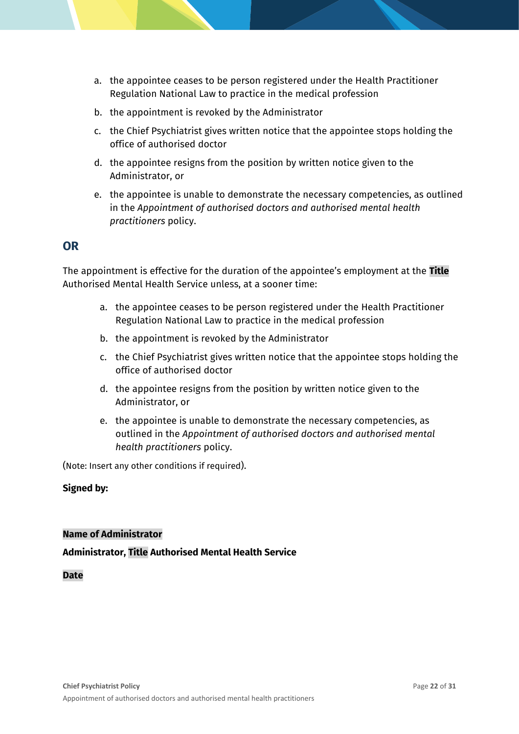a. the appointee ceases to be person registered under the Health Practitioner Regulation National Law to practice in the medical profession
b. the appointment is revoked by the Administrator
c. the Chief Psychiatrist gives written notice that the appointee stops holding the office of authorised doctor
d. the appointee resigns from the position by written notice given to the Administrator, or
e. the appointee is unable to demonstrate the necessary competencies, as outlined in the *Appointment of authorised doctors and authorised mental health practitioners* policy.

## OR

The appointment is effective for the duration of the appointee's employment at the **Title** Authorised Mental Health Service unless, at a sooner time:

a. the appointee ceases to be person registered under the Health Practitioner Regulation National Law to practice in the medical profession
b. the appointment is revoked by the Administrator
c. the Chief Psychiatrist gives written notice that the appointee stops holding the office of authorised doctor
d. the appointee resigns from the position by written notice given to the Administrator, or
e. the appointee is unable to demonstrate the necessary competencies, as outlined in the *Appointment of authorised doctors and authorised mental health practitioners* policy.

(Note: Insert any other conditions if required).

**Signed by:**

**Name of Administrator**

**Administrator, Title Authorised Mental Health Service**

**Date**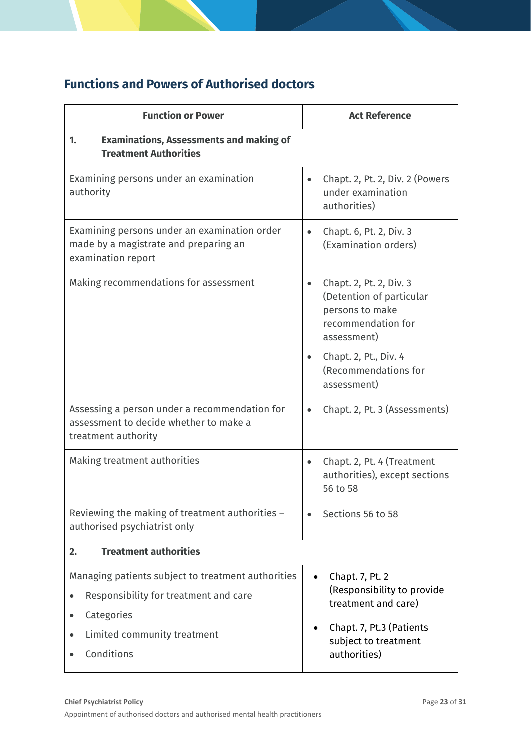## Functions and Powers of Authorised doctors

| Function or Power | Act Reference |
|---|---|
| **1. Examinations, Assessments and making of Treatment Authorities** | |
| Examining persons under an examination authority | • Chapt. 2, Pt. 2, Div. 2 (Powers under examination authorities) |
| Examining persons under an examination order made by a magistrate and preparing an examination report | • Chapt. 6, Pt. 2, Div. 3 (Examination orders) |
| Making recommendations for assessment | • Chapt. 2, Pt. 2, Div. 3 (Detention of particular persons to make recommendation for assessment)<br>• Chapt. 2, Pt., Div. 4 (Recommendations for assessment) |
| Assessing a person under a recommendation for assessment to decide whether to make a treatment authority | • Chapt. 2, Pt. 3 (Assessments) |
| Making treatment authorities | • Chapt. 2, Pt. 4 (Treatment authorities), except sections 56 to 58 |
| Reviewing the making of treatment authorities – authorised psychiatrist only | • Sections 56 to 58 |
| **2. Treatment authorities** | |
| Managing patients subject to treatment authorities<br>• Responsibility for treatment and care<br>• Categories<br>• Limited community treatment<br>• Conditions | • Chapt. 7, Pt. 2 (Responsibility to provide treatment and care)<br>• Chapt. 7, Pt.3 (Patients subject to treatment authorities) |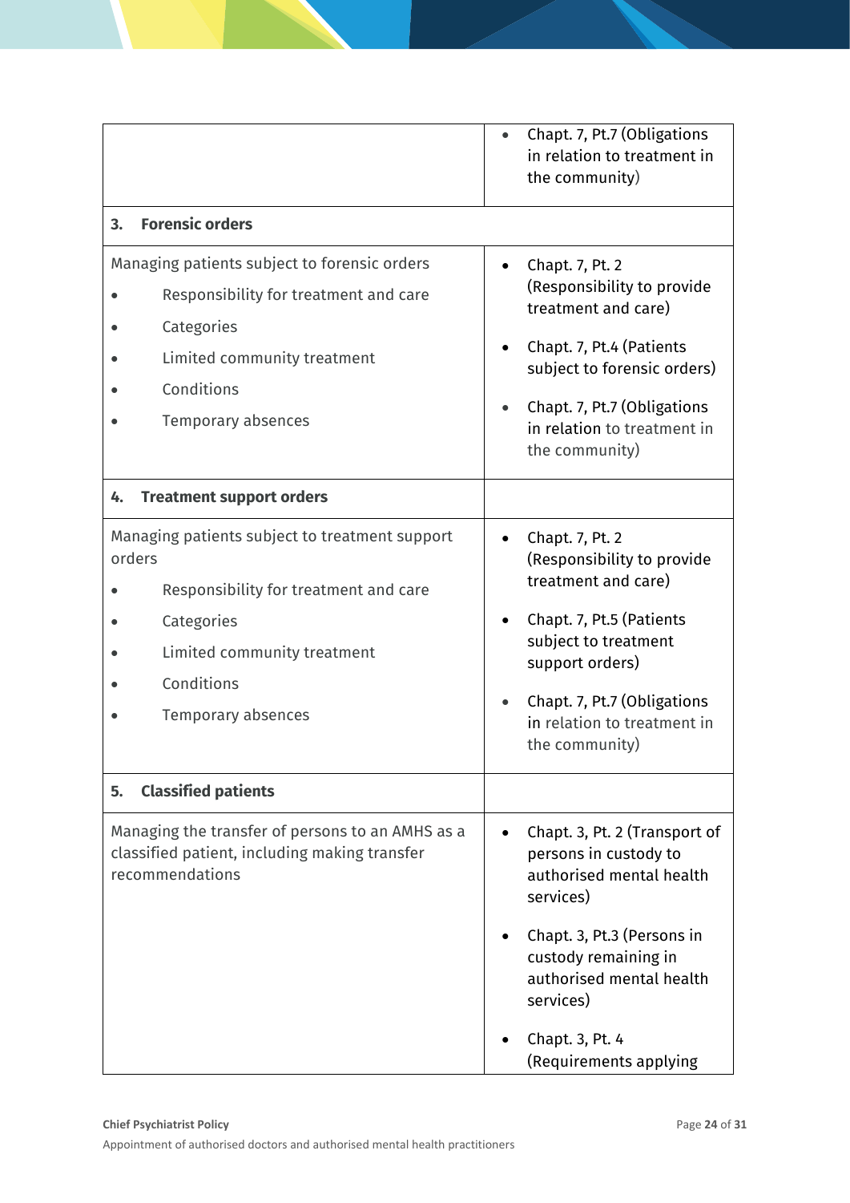| | |
|---|---|
| | • Chapt. 7, Pt.7 (Obligations in relation to treatment in the community) |
| **3. Forensic orders** | |
| Managing patients subject to forensic orders<br>• Responsibility for treatment and care<br>• Categories<br>• Limited community treatment<br>• Conditions<br>• Temporary absences | • Chapt. 7, Pt. 2 (Responsibility to provide treatment and care)<br>• Chapt. 7, Pt.4 (Patients subject to forensic orders)<br>• Chapt. 7, Pt.7 (Obligations in relation to treatment in the community) |
| **4. Treatment support orders** | |
| Managing patients subject to treatment support orders<br>• Responsibility for treatment and care<br>• Categories<br>• Limited community treatment<br>• Conditions<br>• Temporary absences | • Chapt. 7, Pt. 2 (Responsibility to provide treatment and care)<br>• Chapt. 7, Pt.5 (Patients subject to treatment support orders)<br>• Chapt. 7, Pt.7 (Obligations in relation to treatment in the community) |
| **5. Classified patients** | |
| Managing the transfer of persons to an AMHS as a classified patient, including making transfer recommendations | • Chapt. 3, Pt. 2 (Transport of persons in custody to authorised mental health services)<br>• Chapt. 3, Pt.3 (Persons in custody remaining in authorised mental health services)<br>• Chapt. 3, Pt. 4 (Requirements applying |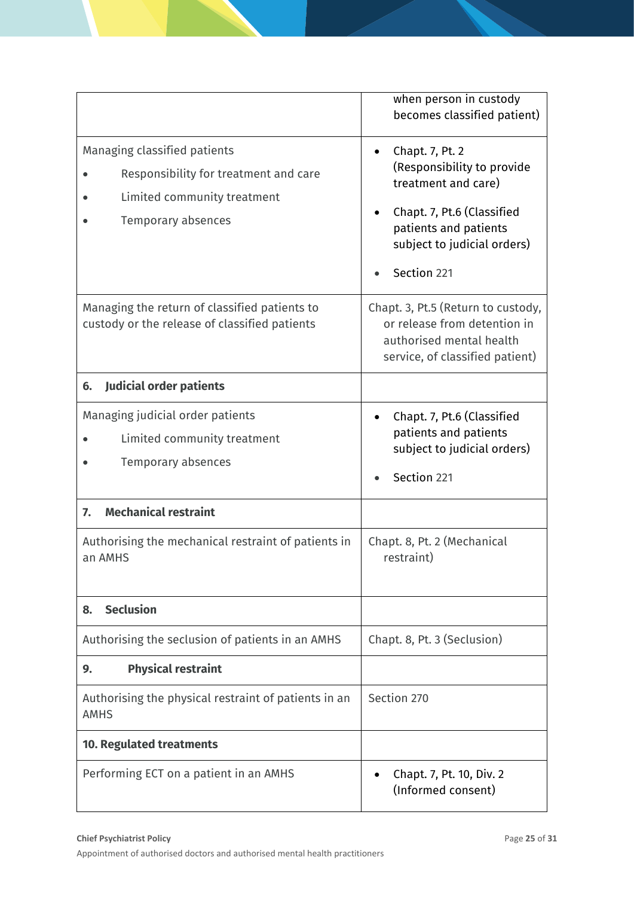| | |
|---|---|
| | when person in custody becomes classified patient) |
| Managing classified patients<br>• Responsibility for treatment and care<br>• Limited community treatment<br>• Temporary absences | • Chapt. 7, Pt. 2 (Responsibility to provide treatment and care)<br>• Chapt. 7, Pt.6 (Classified patients and patients subject to judicial orders)<br>• Section 221 |
| Managing the return of classified patients to custody or the release of classified patients | Chapt. 3, Pt.5 (Return to custody, or release from detention in authorised mental health service, of classified patient) |
| **6. Judicial order patients** | |
| Managing judicial order patients<br>• Limited community treatment<br>• Temporary absences | • Chapt. 7, Pt.6 (Classified patients and patients subject to judicial orders)<br>• Section 221 |
| **7. Mechanical restraint** | |
| Authorising the mechanical restraint of patients in an AMHS | Chapt. 8, Pt. 2 (Mechanical restraint) |
| **8. Seclusion** | |
| Authorising the seclusion of patients in an AMHS | Chapt. 8, Pt. 3 (Seclusion) |
| **9. Physical restraint** | |
| Authorising the physical restraint of patients in an AMHS | Section 270 |
| **10. Regulated treatments** | |
| Performing ECT on a patient in an AMHS | • Chapt. 7, Pt. 10, Div. 2 (Informed consent) |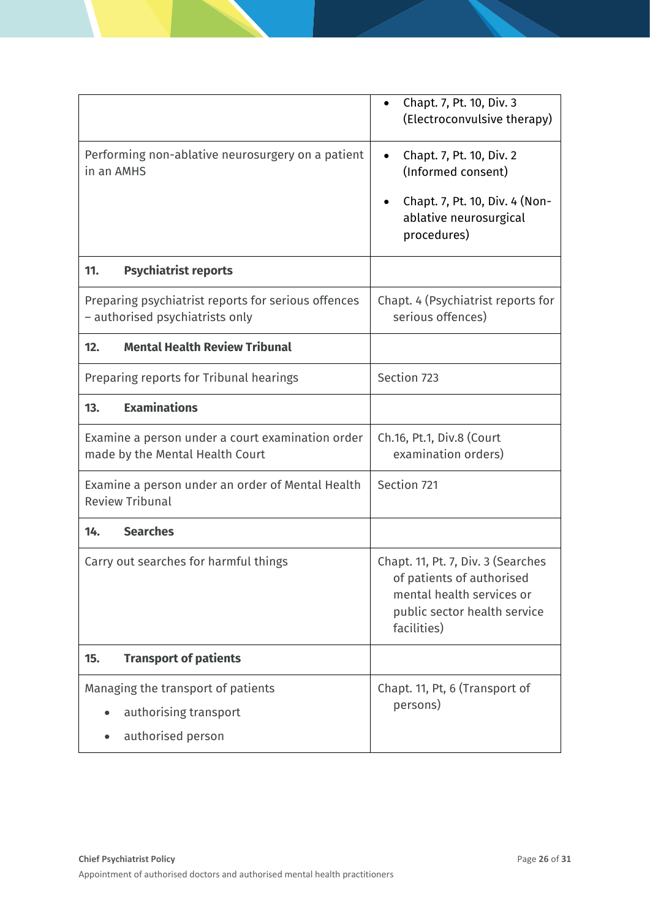| | |
|---|---|
| | • Chapt. 7, Pt. 10, Div. 3 (Electroconvulsive therapy) |
| Performing non-ablative neurosurgery on a patient in an AMHS | • Chapt. 7, Pt. 10, Div. 2 (Informed consent)<br>• Chapt. 7, Pt. 10, Div. 4 (Non-ablative neurosurgical procedures) |
| **11. Psychiatrist reports** | |
| Preparing psychiatrist reports for serious offences – authorised psychiatrists only | Chapt. 4 (Psychiatrist reports for serious offences) |
| **12. Mental Health Review Tribunal** | |
| Preparing reports for Tribunal hearings | Section 723 |
| **13. Examinations** | |
| Examine a person under a court examination order made by the Mental Health Court | Ch.16, Pt.1, Div.8 (Court examination orders) |
| Examine a person under an order of Mental Health Review Tribunal | Section 721 |
| **14. Searches** | |
| Carry out searches for harmful things | Chapt. 11, Pt. 7, Div. 3 (Searches of patients of authorised mental health services or public sector health service facilities) |
| **15. Transport of patients** | |
| Managing the transport of patients<br>• authorising transport<br>• authorised person | Chapt. 11, Pt, 6 (Transport of persons) |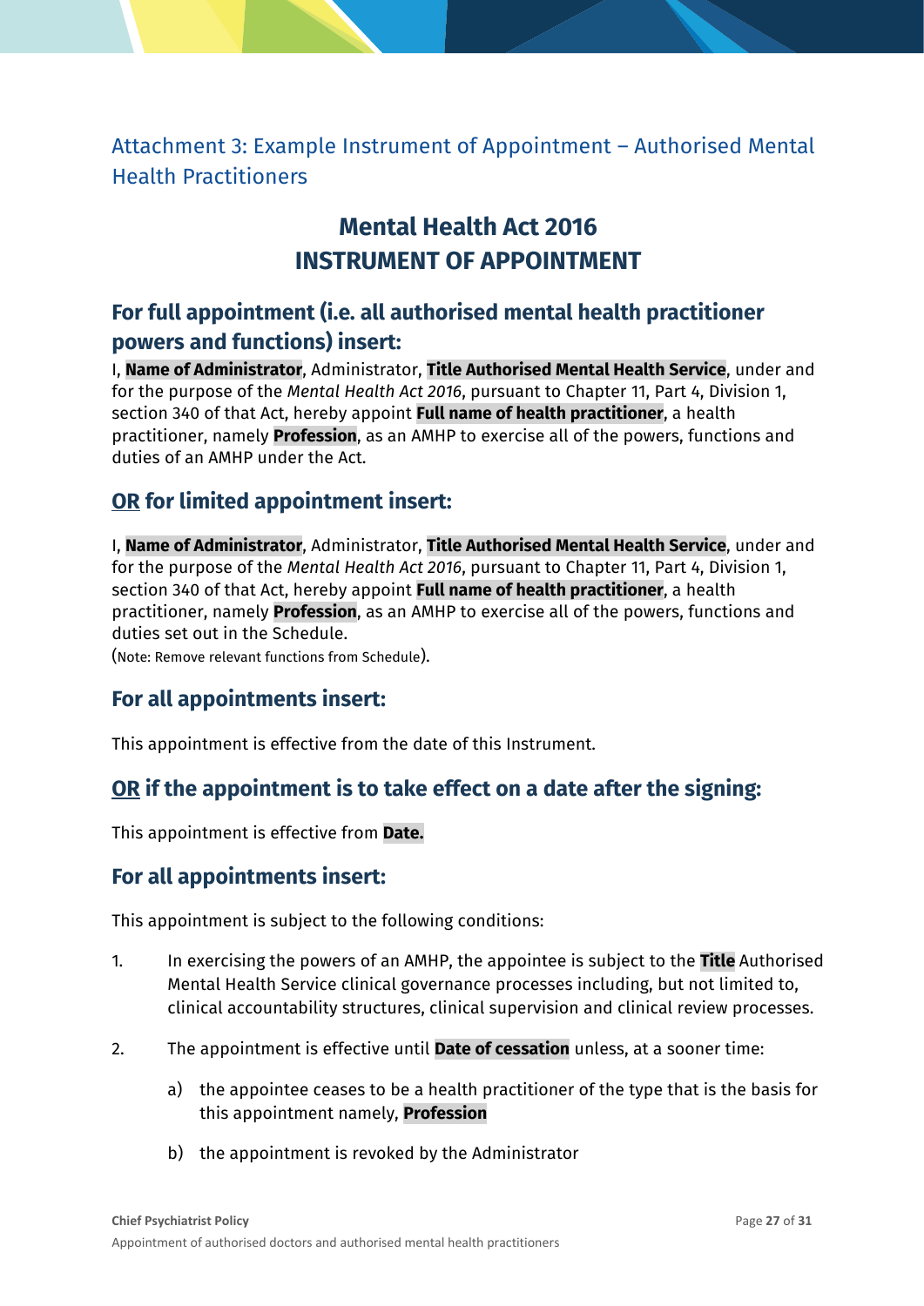## Attachment 3: Example Instrument of Appointment – Authorised Mental Health Practitioners

# Mental Health Act 2016
# INSTRUMENT OF APPOINTMENT

### For full appointment (i.e. all authorised mental health practitioner powers and functions) insert:

I, **Name of Administrator**, Administrator, **Title Authorised Mental Health Service**, under and for the purpose of the *Mental Health Act 2016*, pursuant to Chapter 11, Part 4, Division 1, section 340 of that Act, hereby appoint **Full name of health practitioner**, a health practitioner, namely **Profession**, as an AMHP to exercise all of the powers, functions and duties of an AMHP under the Act.

### <u>OR</u> for limited appointment insert:

I, **Name of Administrator**, Administrator, **Title Authorised Mental Health Service**, under and for the purpose of the *Mental Health Act 2016*, pursuant to Chapter 11, Part 4, Division 1, section 340 of that Act, hereby appoint **Full name of health practitioner**, a health practitioner, namely **Profession**, as an AMHP to exercise all of the powers, functions and duties set out in the Schedule.

(Note: Remove relevant functions from Schedule).

### For all appointments insert:

This appointment is effective from the date of this Instrument.

### <u>OR</u> if the appointment is to take effect on a date after the signing:

This appointment is effective from **Date.**

### For all appointments insert:

This appointment is subject to the following conditions:

1. In exercising the powers of an AMHP, the appointee is subject to the **Title** Authorised Mental Health Service clinical governance processes including, but not limited to, clinical accountability structures, clinical supervision and clinical review processes.

2. The appointment is effective until **Date of cessation** unless, at a sooner time:

   a) the appointee ceases to be a health practitioner of the type that is the basis for this appointment namely, **Profession**

   b) the appointment is revoked by the Administrator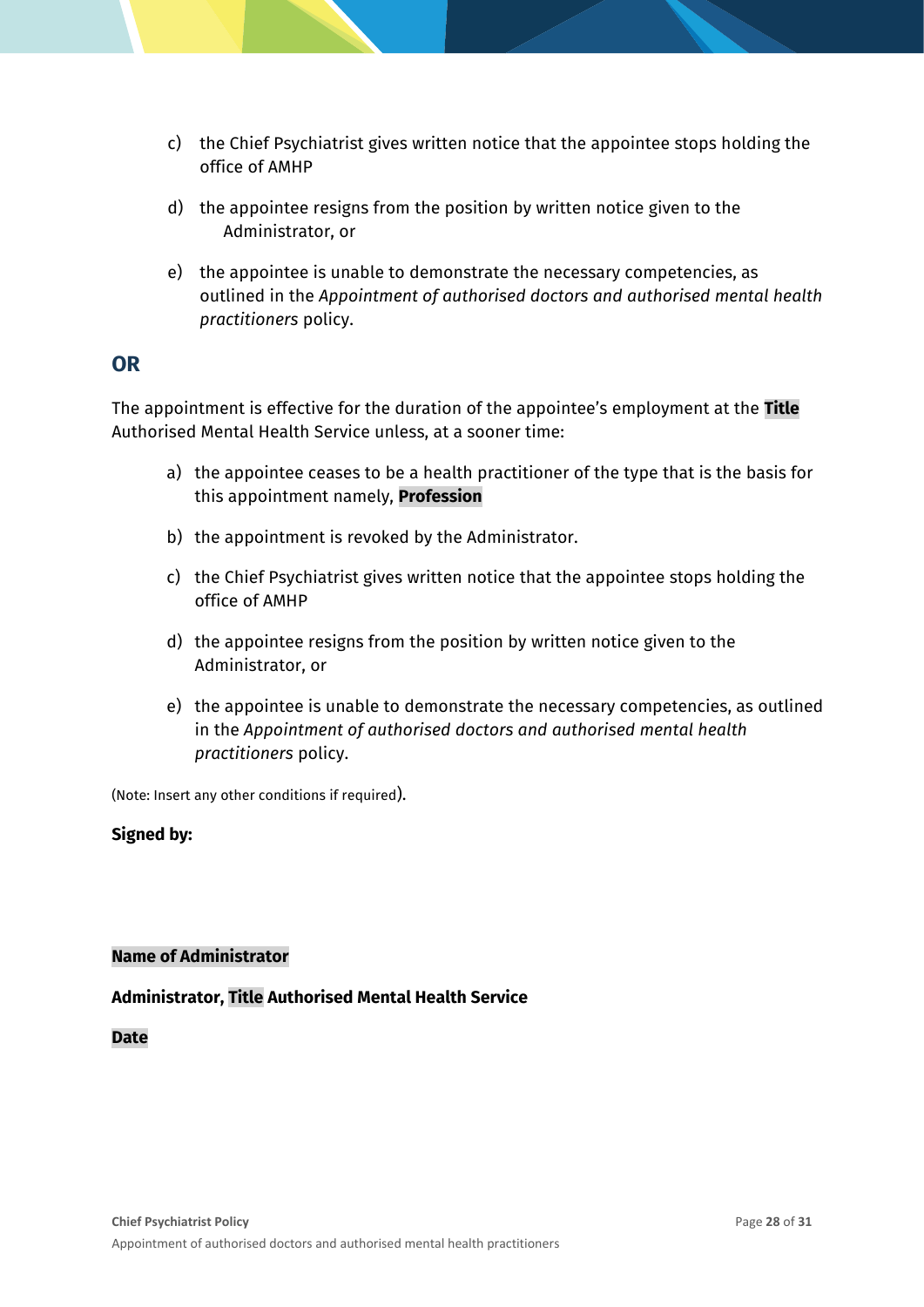c) the Chief Psychiatrist gives written notice that the appointee stops holding the office of AMHP

d) the appointee resigns from the position by written notice given to the Administrator, or

e) the appointee is unable to demonstrate the necessary competencies, as outlined in the *Appointment of authorised doctors and authorised mental health practitioners* policy.

## OR

The appointment is effective for the duration of the appointee's employment at the **Title** Authorised Mental Health Service unless, at a sooner time:

a) the appointee ceases to be a health practitioner of the type that is the basis for this appointment namely, **Profession**

b) the appointment is revoked by the Administrator.

c) the Chief Psychiatrist gives written notice that the appointee stops holding the office of AMHP

d) the appointee resigns from the position by written notice given to the Administrator, or

e) the appointee is unable to demonstrate the necessary competencies, as outlined in the *Appointment of authorised doctors and authorised mental health practitioners* policy.

(Note: Insert any other conditions if required).

**Signed by:**

**Name of Administrator**

**Administrator, Title Authorised Mental Health Service**

**Date**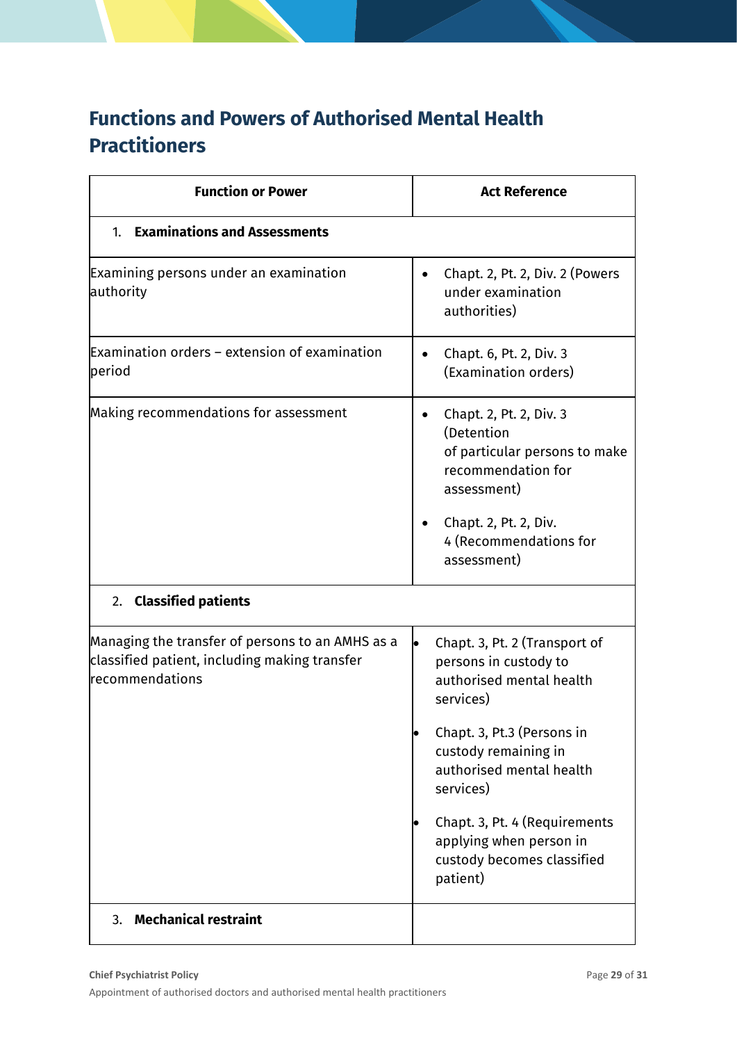## Functions and Powers of Authorised Mental Health Practitioners

| Function or Power | Act Reference |
|---|---|
| 1. **Examinations and Assessments** | |
| Examining persons under an examination authority | • Chapt. 2, Pt. 2, Div. 2 (Powers under examination authorities) |
| Examination orders – extension of examination period | • Chapt. 6, Pt. 2, Div. 3 (Examination orders) |
| Making recommendations for assessment | • Chapt. 2, Pt. 2, Div. 3 (Detention of particular persons to make recommendation for assessment)<br>• Chapt. 2, Pt. 2, Div. 4 (Recommendations for assessment) |
| 2. **Classified patients** | |
| Managing the transfer of persons to an AMHS as a classified patient, including making transfer recommendations | • Chapt. 3, Pt. 2 (Transport of persons in custody to authorised mental health services)<br>• Chapt. 3, Pt.3 (Persons in custody remaining in authorised mental health services)<br>• Chapt. 3, Pt. 4 (Requirements applying when person in custody becomes classified patient) |
| 3. **Mechanical restraint** | |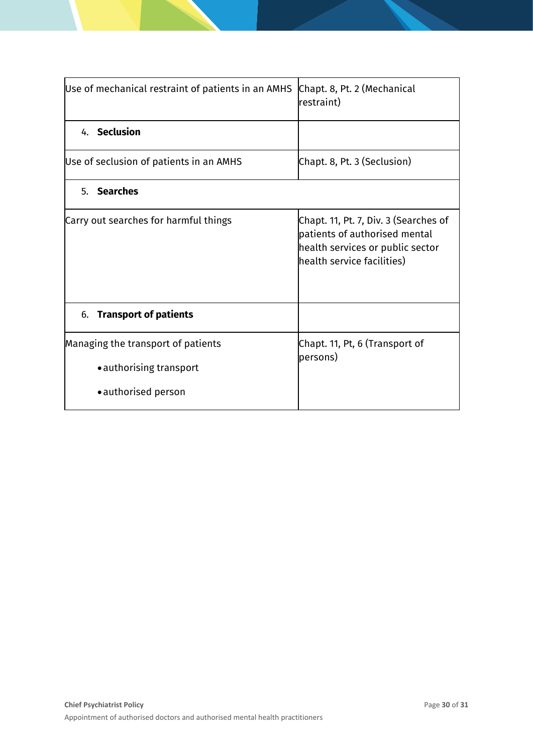| | |
|---|---|
| Use of mechanical restraint of patients in an AMHS | Chapt. 8, Pt. 2 (Mechanical restraint) |
| 4. **Seclusion** | |
| Use of seclusion of patients in an AMHS | Chapt. 8, Pt. 3 (Seclusion) |
| 5. **Searches** | |
| Carry out searches for harmful things | Chapt. 11, Pt. 7, Div. 3 (Searches of patients of authorised mental health services or public sector health service facilities) |
| 6. **Transport of patients** | |
| Managing the transport of patients<br>• authorising transport<br>• authorised person | Chapt. 11, Pt, 6 (Transport of persons) |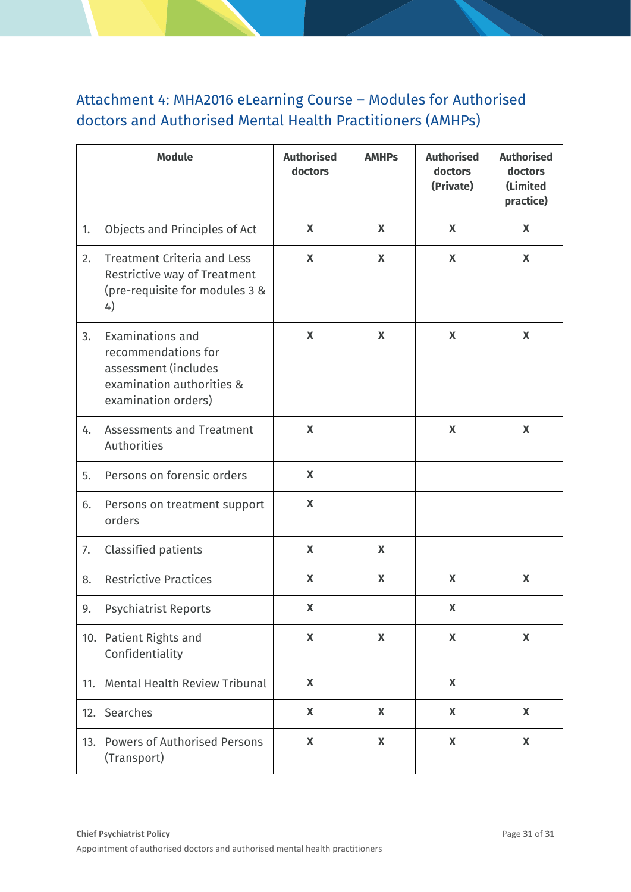## Attachment 4: MHA2016 eLearning Course – Modules for Authorised doctors and Authorised Mental Health Practitioners (AMHPs)

| Module | Authorised doctors | AMHPs | Authorised doctors (Private) | Authorised doctors (Limited practice) |
|---|---|---|---|---|
| 1. Objects and Principles of Act | X | X | X | X |
| 2. Treatment Criteria and Less Restrictive way of Treatment (pre-requisite for modules 3 & 4) | X | X | X | X |
| 3. Examinations and recommendations for assessment (includes examination authorities & examination orders) | X | X | X | X |
| 4. Assessments and Treatment Authorities | X | | X | X |
| 5. Persons on forensic orders | X | | | |
| 6. Persons on treatment support orders | X | | | |
| 7. Classified patients | X | X | | |
| 8. Restrictive Practices | X | X | X | X |
| 9. Psychiatrist Reports | X | | X | |
| 10. Patient Rights and Confidentiality | X | X | X | X |
| 11. Mental Health Review Tribunal | X | | X | |
| 12. Searches | X | X | X | X |
| 13. Powers of Authorised Persons (Transport) | X | X | X | X |